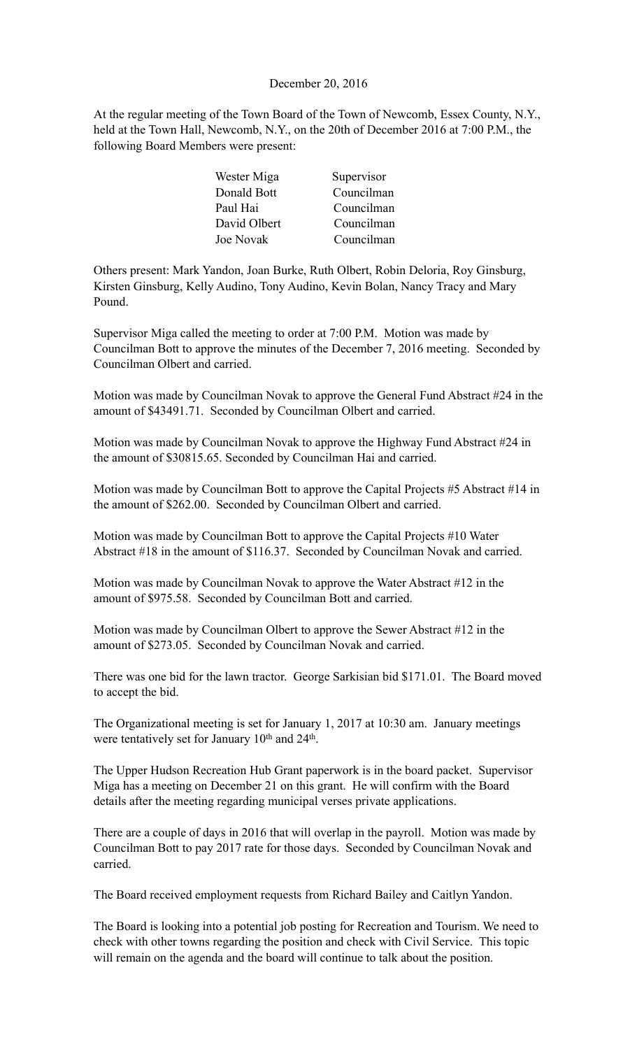December 20, 2016

At the regular meeting of the Town Board of the Town of Newcomb, Essex County, N.Y., held at the Town Hall, Newcomb, N.Y., on the 20th of December 2016 at 7:00 P.M., the following Board Members were present:

| | |
|---|---|
| Wester Miga | Supervisor |
| Donald Bott | Councilman |
| Paul Hai | Councilman |
| David Olbert | Councilman |
| Joe Novak | Councilman |

Others present: Mark Yandon, Joan Burke, Ruth Olbert, Robin Deloria, Roy Ginsburg, Kirsten Ginsburg, Kelly Audino, Tony Audino, Kevin Bolan, Nancy Tracy and Mary Pound.

Supervisor Miga called the meeting to order at 7:00 P.M. Motion was made by Councilman Bott to approve the minutes of the December 7, 2016 meeting. Seconded by Councilman Olbert and carried.

Motion was made by Councilman Novak to approve the General Fund Abstract #24 in the amount of $43491.71. Seconded by Councilman Olbert and carried.

Motion was made by Councilman Novak to approve the Highway Fund Abstract #24 in the amount of $30815.65. Seconded by Councilman Hai and carried.

Motion was made by Councilman Bott to approve the Capital Projects #5 Abstract #14 in the amount of $262.00. Seconded by Councilman Olbert and carried.

Motion was made by Councilman Bott to approve the Capital Projects #10 Water Abstract #18 in the amount of $116.37. Seconded by Councilman Novak and carried.

Motion was made by Councilman Novak to approve the Water Abstract #12 in the amount of $975.58. Seconded by Councilman Bott and carried.

Motion was made by Councilman Olbert to approve the Sewer Abstract #12 in the amount of $273.05. Seconded by Councilman Novak and carried.

There was one bid for the lawn tractor. George Sarkisian bid $171.01. The Board moved to accept the bid.

The Organizational meeting is set for January 1, 2017 at 10:30 am. January meetings were tentatively set for January 10th and 24th.

The Upper Hudson Recreation Hub Grant paperwork is in the board packet. Supervisor Miga has a meeting on December 21 on this grant. He will confirm with the Board details after the meeting regarding municipal verses private applications.

There are a couple of days in 2016 that will overlap in the payroll. Motion was made by Councilman Bott to pay 2017 rate for those days. Seconded by Councilman Novak and carried.

The Board received employment requests from Richard Bailey and Caitlyn Yandon.

The Board is looking into a potential job posting for Recreation and Tourism. We need to check with other towns regarding the position and check with Civil Service. This topic will remain on the agenda and the board will continue to talk about the position.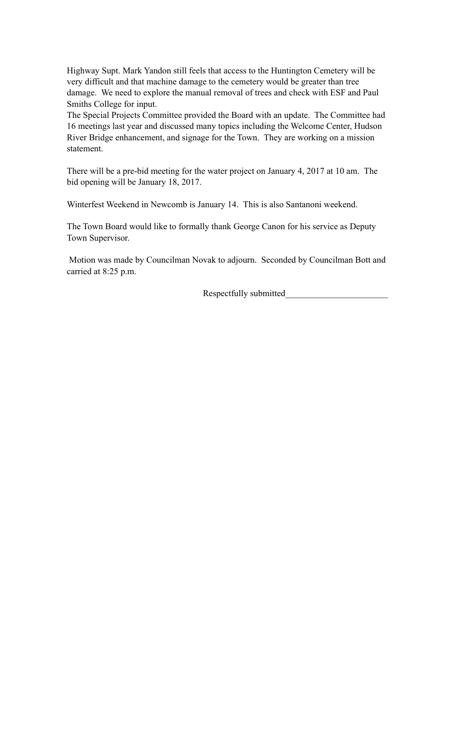Highway Supt. Mark Yandon still feels that access to the Huntington Cemetery will be very difficult and that machine damage to the cemetery would be greater than tree damage. We need to explore the manual removal of trees and check with ESF and Paul Smiths College for input.
The Special Projects Committee provided the Board with an update. The Committee had 16 meetings last year and discussed many topics including the Welcome Center, Hudson River Bridge enhancement, and signage for the Town. They are working on a mission statement.

There will be a pre-bid meeting for the water project on January 4, 2017 at 10 am. The bid opening will be January 18, 2017.

Winterfest Weekend in Newcomb is January 14. This is also Santanoni weekend.

The Town Board would like to formally thank George Canon for his service as Deputy Town Supervisor.

Motion was made by Councilman Novak to adjourn. Seconded by Councilman Bott and carried at 8:25 p.m.

Respectfully submitted_______________________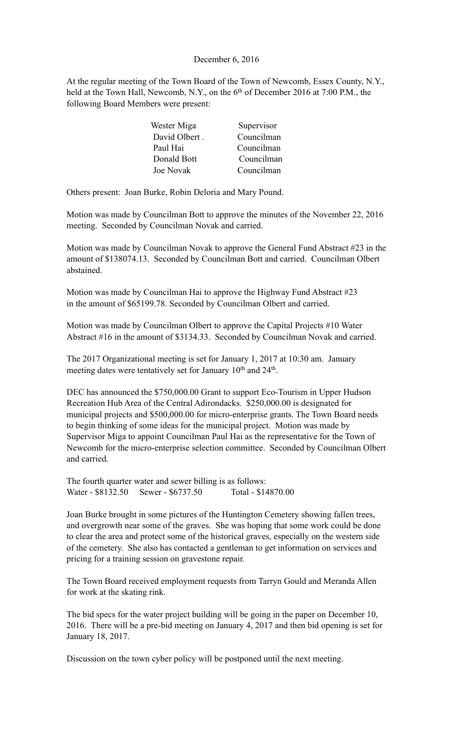December 6, 2016

At the regular meeting of the Town Board of the Town of Newcomb, Essex County, N.Y., held at the Town Hall, Newcomb, N.Y., on the 6th of December 2016 at 7:00 P.M., the following Board Members were present:

| | |
|---|---|
| Wester Miga | Supervisor |
| David Olbert . | Councilman |
| Paul Hai | Councilman |
| Donald Bott | Councilman |
| Joe Novak | Councilman |

Others present: Joan Burke, Robin Deloria and Mary Pound.

Motion was made by Councilman Bott to approve the minutes of the November 22, 2016 meeting. Seconded by Councilman Novak and carried.

Motion was made by Councilman Novak to approve the General Fund Abstract #23 in the amount of $138074.13. Seconded by Councilman Bott and carried. Councilman Olbert abstained.

Motion was made by Councilman Hai to approve the Highway Fund Abstract #23 in the amount of $65199.78. Seconded by Councilman Olbert and carried.

Motion was made by Councilman Olbert to approve the Capital Projects #10 Water Abstract #16 in the amount of $3134.33. Seconded by Councilman Novak and carried.

The 2017 Organizational meeting is set for January 1, 2017 at 10:30 am. January meeting dates were tentatively set for January 10th and 24th.

DEC has announced the $750,000.00 Grant to support Eco-Tourism in Upper Hudson Recreation Hub Area of the Central Adirondacks. $250,000.00 is designated for municipal projects and $500,000.00 for micro-enterprise grants. The Town Board needs to begin thinking of some ideas for the municipal project. Motion was made by Supervisor Miga to appoint Councilman Paul Hai as the representative for the Town of Newcomb for the micro-enterprise selection committee. Seconded by Councilman Olbert and carried.

The fourth quarter water and sewer billing is as follows:
Water - $8132.50 Sewer - $6737.50 Total - $14870.00

Joan Burke brought in some pictures of the Huntington Cemetery showing fallen trees, and overgrowth near some of the graves. She was hoping that some work could be done to clear the area and protect some of the historical graves, especially on the western side of the cemetery. She also has contacted a gentleman to get information on services and pricing for a training session on gravestone repair.

The Town Board received employment requests from Tarryn Gould and Meranda Allen for work at the skating rink.

The bid specs for the water project building will be going in the paper on December 10, 2016. There will be a pre-bid meeting on January 4, 2017 and then bid opening is set for January 18, 2017.

Discussion on the town cyber policy will be postponed until the next meeting.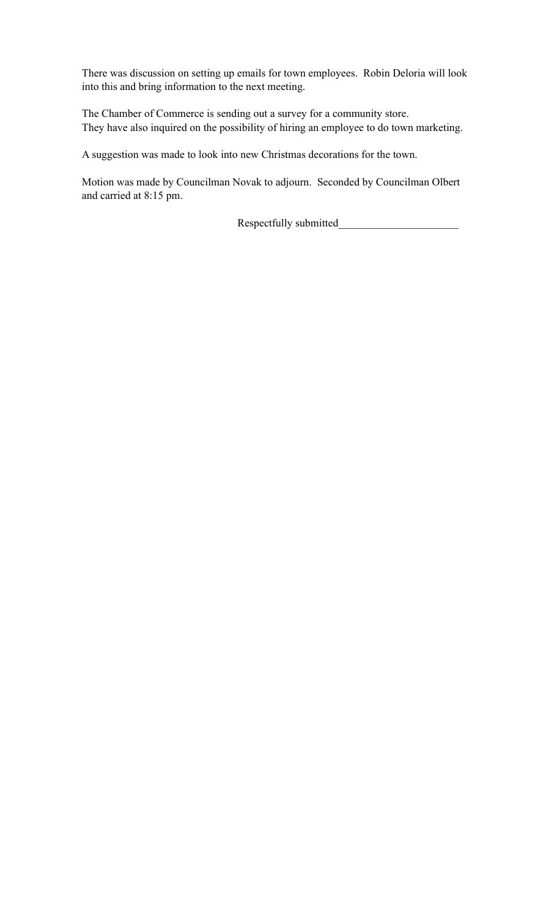There was discussion on setting up emails for town employees. Robin Deloria will look into this and bring information to the next meeting.

The Chamber of Commerce is sending out a survey for a community store.
They have also inquired on the possibility of hiring an employee to do town marketing.

A suggestion was made to look into new Christmas decorations for the town.

Motion was made by Councilman Novak to adjourn. Seconded by Councilman Olbert and carried at 8:15 pm.

Respectfully submitted_____________________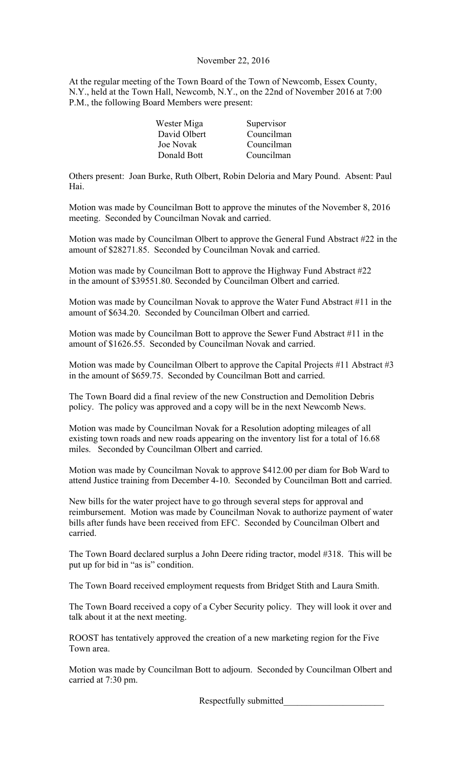November 22, 2016

At the regular meeting of the Town Board of the Town of Newcomb, Essex County, N.Y., held at the Town Hall, Newcomb, N.Y., on the 22nd of November 2016 at 7:00 P.M., the following Board Members were present:

| | |
|---|---|
| Wester Miga | Supervisor |
| David Olbert | Councilman |
| Joe Novak | Councilman |
| Donald Bott | Councilman |

Others present: Joan Burke, Ruth Olbert, Robin Deloria and Mary Pound. Absent: Paul Hai.

Motion was made by Councilman Bott to approve the minutes of the November 8, 2016 meeting. Seconded by Councilman Novak and carried.

Motion was made by Councilman Olbert to approve the General Fund Abstract #22 in the amount of $28271.85. Seconded by Councilman Novak and carried.

Motion was made by Councilman Bott to approve the Highway Fund Abstract #22 in the amount of $39551.80. Seconded by Councilman Olbert and carried.

Motion was made by Councilman Novak to approve the Water Fund Abstract #11 in the amount of $634.20. Seconded by Councilman Olbert and carried.

Motion was made by Councilman Bott to approve the Sewer Fund Abstract #11 in the amount of $1626.55. Seconded by Councilman Novak and carried.

Motion was made by Councilman Olbert to approve the Capital Projects #11 Abstract #3 in the amount of $659.75. Seconded by Councilman Bott and carried.

The Town Board did a final review of the new Construction and Demolition Debris policy. The policy was approved and a copy will be in the next Newcomb News.

Motion was made by Councilman Novak for a Resolution adopting mileages of all existing town roads and new roads appearing on the inventory list for a total of 16.68 miles. Seconded by Councilman Olbert and carried.

Motion was made by Councilman Novak to approve $412.00 per diam for Bob Ward to attend Justice training from December 4-10. Seconded by Councilman Bott and carried.

New bills for the water project have to go through several steps for approval and reimbursement. Motion was made by Councilman Novak to authorize payment of water bills after funds have been received from EFC. Seconded by Councilman Olbert and carried.

The Town Board declared surplus a John Deere riding tractor, model #318. This will be put up for bid in "as is" condition.

The Town Board received employment requests from Bridget Stith and Laura Smith.

The Town Board received a copy of a Cyber Security policy. They will look it over and talk about it at the next meeting.

ROOST has tentatively approved the creation of a new marketing region for the Five Town area.

Motion was made by Councilman Bott to adjourn. Seconded by Councilman Olbert and carried at 7:30 pm.

Respectfully submitted______________________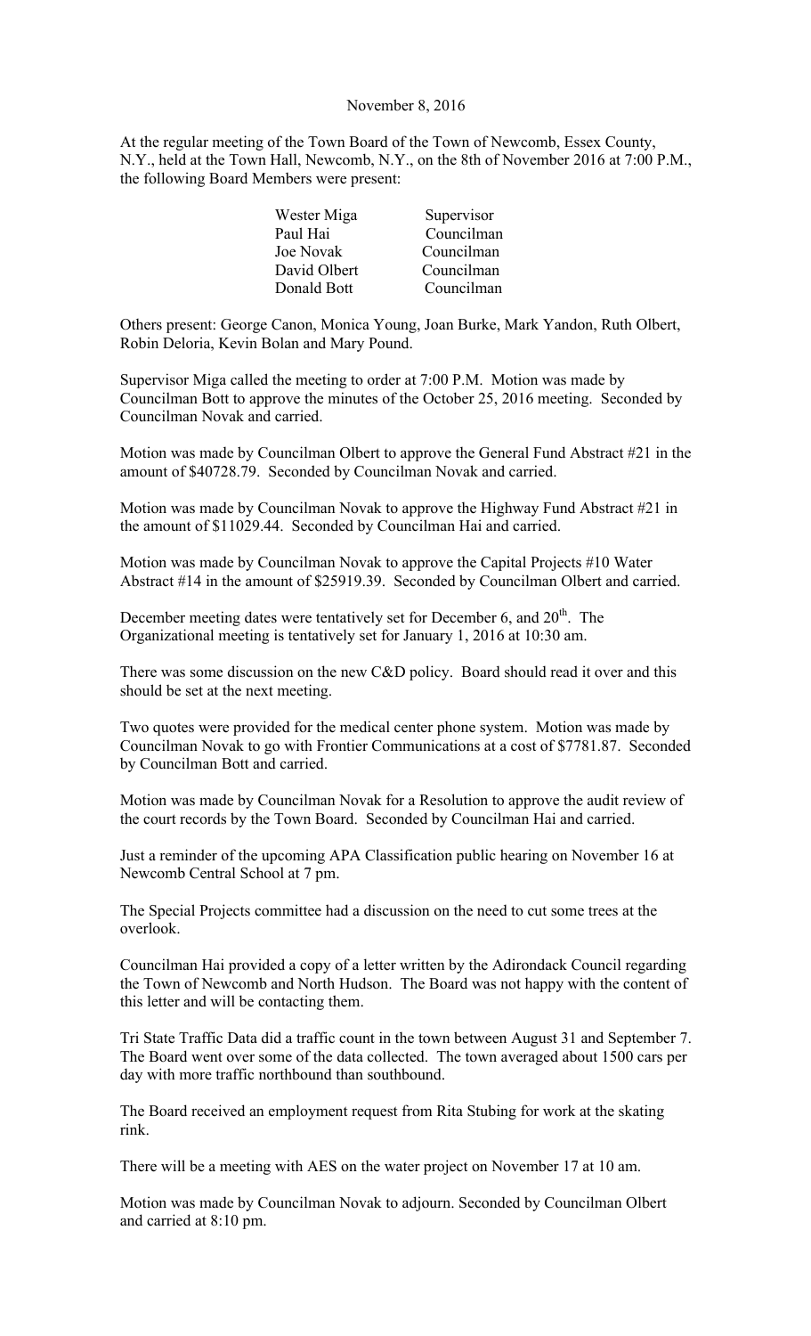November 8, 2016

At the regular meeting of the Town Board of the Town of Newcomb, Essex County, N.Y., held at the Town Hall, Newcomb, N.Y., on the 8th of November 2016 at 7:00 P.M., the following Board Members were present:

| | |
|---|---|
| Wester Miga | Supervisor |
| Paul Hai | Councilman |
| Joe Novak | Councilman |
| David Olbert | Councilman |
| Donald Bott | Councilman |

Others present: George Canon, Monica Young, Joan Burke, Mark Yandon, Ruth Olbert, Robin Deloria, Kevin Bolan and Mary Pound.

Supervisor Miga called the meeting to order at 7:00 P.M. Motion was made by Councilman Bott to approve the minutes of the October 25, 2016 meeting. Seconded by Councilman Novak and carried.

Motion was made by Councilman Olbert to approve the General Fund Abstract #21 in the amount of $40728.79. Seconded by Councilman Novak and carried.

Motion was made by Councilman Novak to approve the Highway Fund Abstract #21 in the amount of $11029.44. Seconded by Councilman Hai and carried.

Motion was made by Councilman Novak to approve the Capital Projects #10 Water Abstract #14 in the amount of $25919.39. Seconded by Councilman Olbert and carried.

December meeting dates were tentatively set for December 6, and 20th. The Organizational meeting is tentatively set for January 1, 2016 at 10:30 am.

There was some discussion on the new C&D policy. Board should read it over and this should be set at the next meeting.

Two quotes were provided for the medical center phone system. Motion was made by Councilman Novak to go with Frontier Communications at a cost of $7781.87. Seconded by Councilman Bott and carried.

Motion was made by Councilman Novak for a Resolution to approve the audit review of the court records by the Town Board. Seconded by Councilman Hai and carried.

Just a reminder of the upcoming APA Classification public hearing on November 16 at Newcomb Central School at 7 pm.

The Special Projects committee had a discussion on the need to cut some trees at the overlook.

Councilman Hai provided a copy of a letter written by the Adirondack Council regarding the Town of Newcomb and North Hudson. The Board was not happy with the content of this letter and will be contacting them.

Tri State Traffic Data did a traffic count in the town between August 31 and September 7. The Board went over some of the data collected. The town averaged about 1500 cars per day with more traffic northbound than southbound.

The Board received an employment request from Rita Stubing for work at the skating rink.

There will be a meeting with AES on the water project on November 17 at 10 am.

Motion was made by Councilman Novak to adjourn. Seconded by Councilman Olbert and carried at 8:10 pm.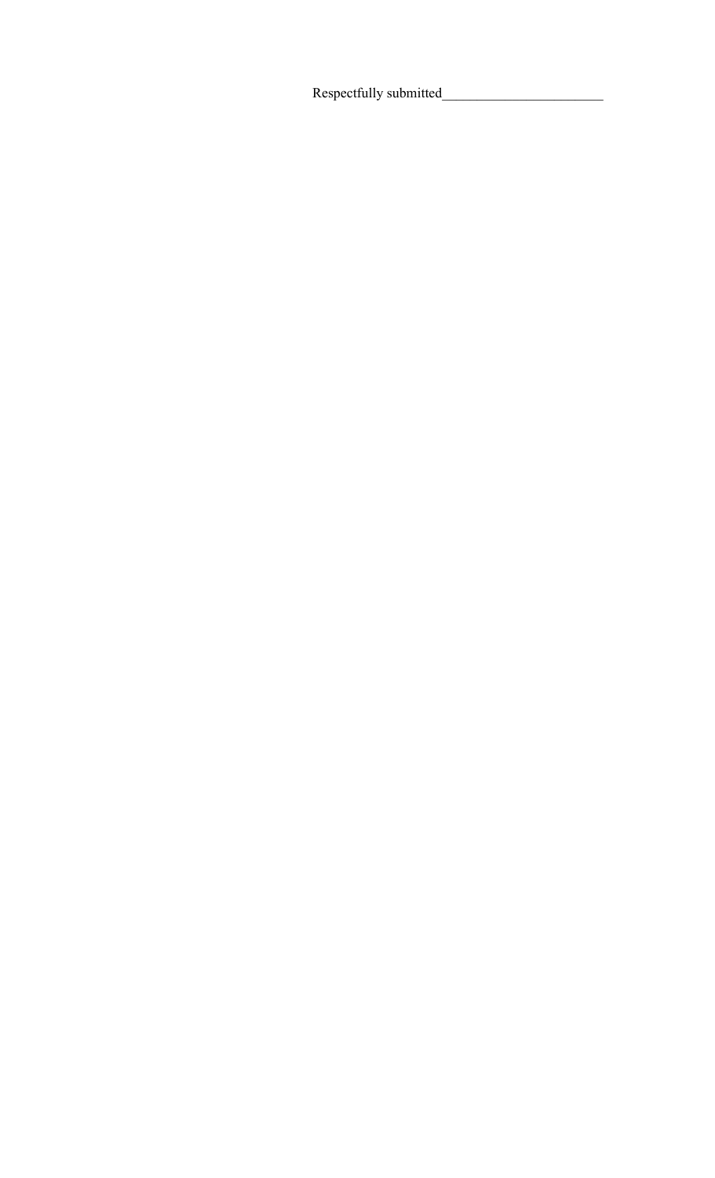Respectfully submitted_______________________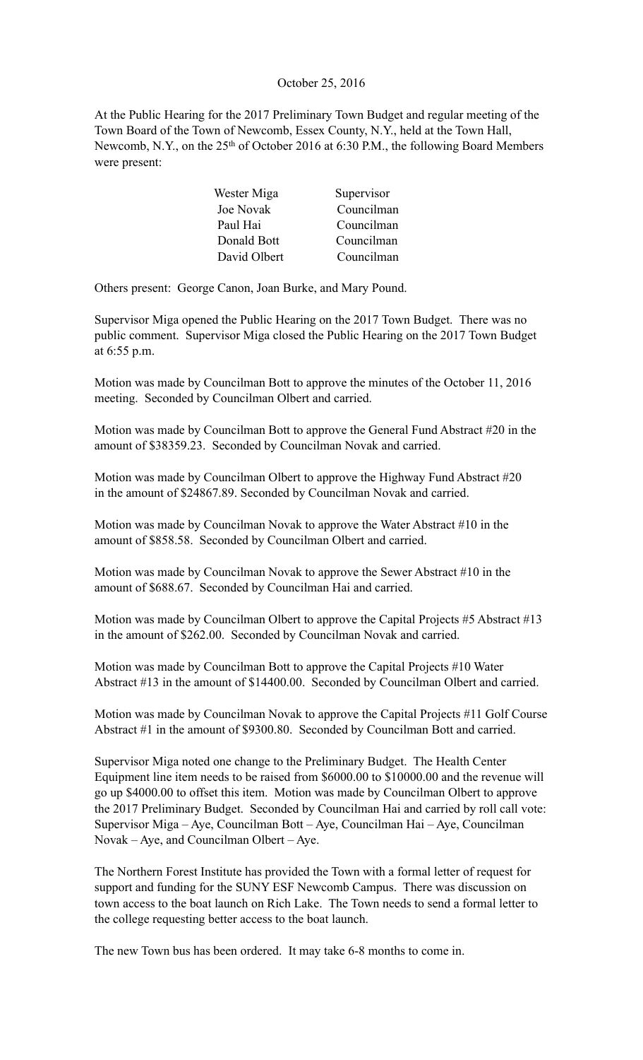October 25, 2016

At the Public Hearing for the 2017 Preliminary Town Budget and regular meeting of the Town Board of the Town of Newcomb, Essex County, N.Y., held at the Town Hall, Newcomb, N.Y., on the 25th of October 2016 at 6:30 P.M., the following Board Members were present:

| | |
|---|---|
| Wester Miga | Supervisor |
| Joe Novak | Councilman |
| Paul Hai | Councilman |
| Donald Bott | Councilman |
| David Olbert | Councilman |

Others present: George Canon, Joan Burke, and Mary Pound.

Supervisor Miga opened the Public Hearing on the 2017 Town Budget. There was no public comment. Supervisor Miga closed the Public Hearing on the 2017 Town Budget at 6:55 p.m.

Motion was made by Councilman Bott to approve the minutes of the October 11, 2016 meeting. Seconded by Councilman Olbert and carried.

Motion was made by Councilman Bott to approve the General Fund Abstract #20 in the amount of $38359.23. Seconded by Councilman Novak and carried.

Motion was made by Councilman Olbert to approve the Highway Fund Abstract #20 in the amount of $24867.89. Seconded by Councilman Novak and carried.

Motion was made by Councilman Novak to approve the Water Abstract #10 in the amount of $858.58. Seconded by Councilman Olbert and carried.

Motion was made by Councilman Novak to approve the Sewer Abstract #10 in the amount of $688.67. Seconded by Councilman Hai and carried.

Motion was made by Councilman Olbert to approve the Capital Projects #5 Abstract #13 in the amount of $262.00. Seconded by Councilman Novak and carried.

Motion was made by Councilman Bott to approve the Capital Projects #10 Water Abstract #13 in the amount of $14400.00. Seconded by Councilman Olbert and carried.

Motion was made by Councilman Novak to approve the Capital Projects #11 Golf Course Abstract #1 in the amount of $9300.80. Seconded by Councilman Bott and carried.

Supervisor Miga noted one change to the Preliminary Budget. The Health Center Equipment line item needs to be raised from $6000.00 to $10000.00 and the revenue will go up $4000.00 to offset this item. Motion was made by Councilman Olbert to approve the 2017 Preliminary Budget. Seconded by Councilman Hai and carried by roll call vote: Supervisor Miga – Aye, Councilman Bott – Aye, Councilman Hai – Aye, Councilman Novak – Aye, and Councilman Olbert – Aye.

The Northern Forest Institute has provided the Town with a formal letter of request for support and funding for the SUNY ESF Newcomb Campus. There was discussion on town access to the boat launch on Rich Lake. The Town needs to send a formal letter to the college requesting better access to the boat launch.

The new Town bus has been ordered. It may take 6-8 months to come in.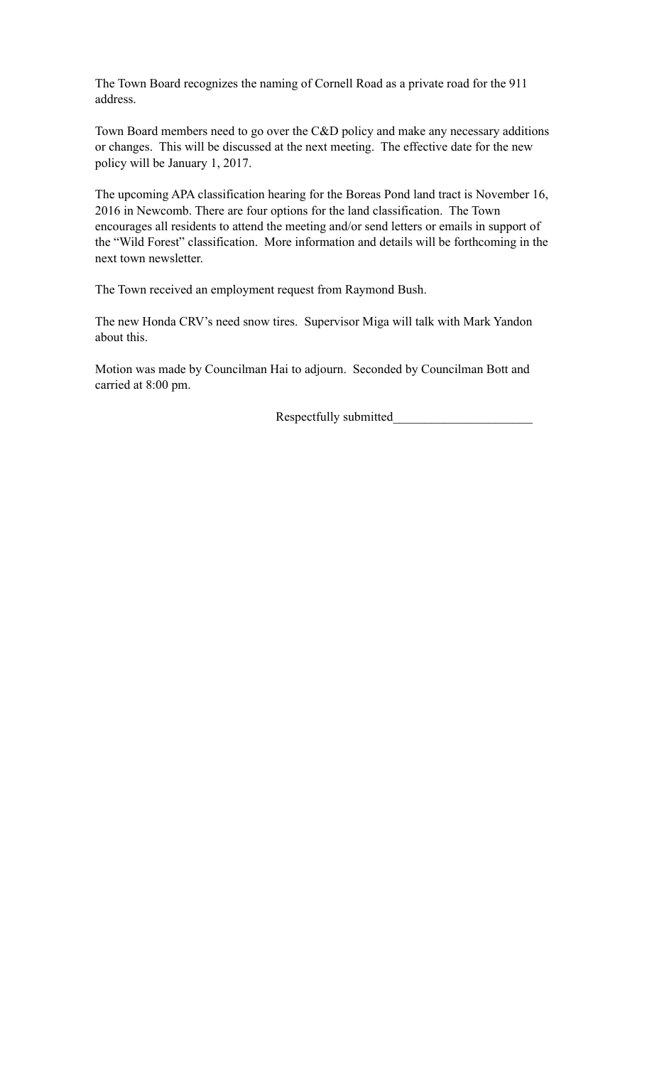The Town Board recognizes the naming of Cornell Road as a private road for the 911 address.

Town Board members need to go over the C&D policy and make any necessary additions or changes. This will be discussed at the next meeting. The effective date for the new policy will be January 1, 2017.

The upcoming APA classification hearing for the Boreas Pond land tract is November 16, 2016 in Newcomb. There are four options for the land classification. The Town encourages all residents to attend the meeting and/or send letters or emails in support of the "Wild Forest" classification. More information and details will be forthcoming in the next town newsletter.

The Town received an employment request from Raymond Bush.

The new Honda CRV's need snow tires. Supervisor Miga will talk with Mark Yandon about this.

Motion was made by Councilman Hai to adjourn. Seconded by Councilman Bott and carried at 8:00 pm.

Respectfully submitted______________________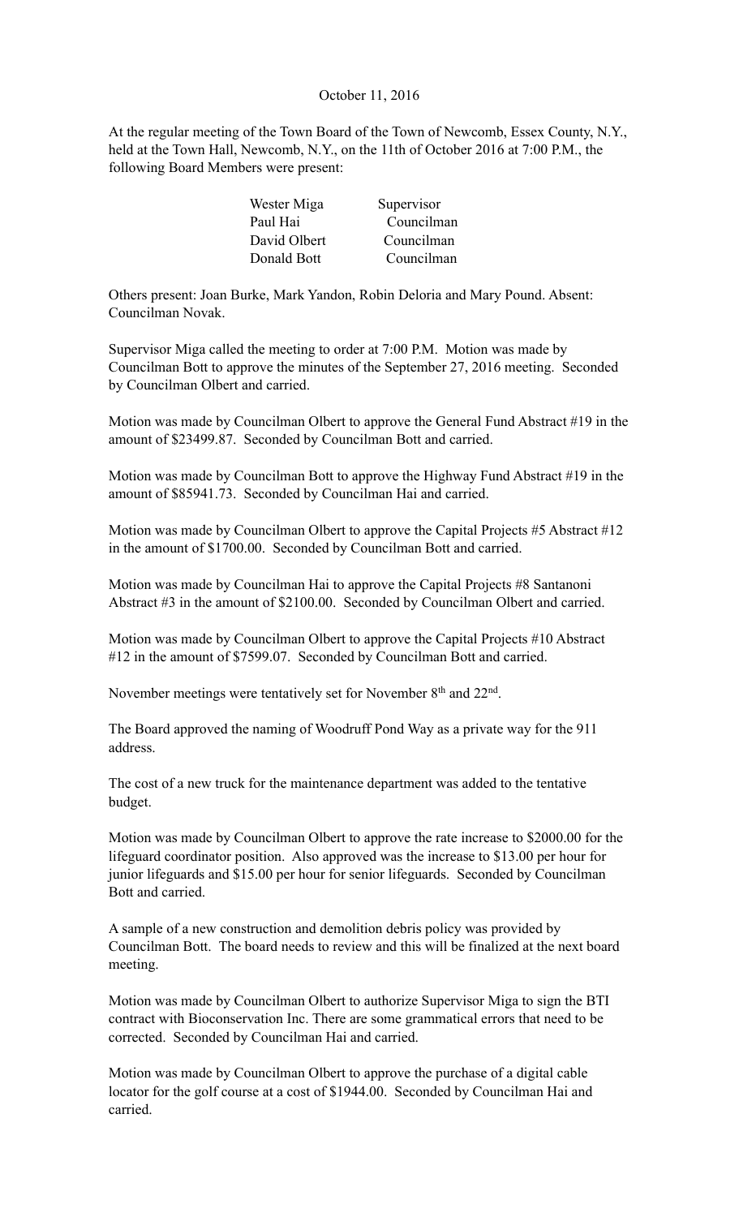October 11, 2016

At the regular meeting of the Town Board of the Town of Newcomb, Essex County, N.Y., held at the Town Hall, Newcomb, N.Y., on the 11th of October 2016 at 7:00 P.M., the following Board Members were present:

| | |
|---|---|
| Wester Miga | Supervisor |
| Paul Hai | Councilman |
| David Olbert | Councilman |
| Donald Bott | Councilman |

Others present: Joan Burke, Mark Yandon, Robin Deloria and Mary Pound. Absent: Councilman Novak.

Supervisor Miga called the meeting to order at 7:00 P.M. Motion was made by Councilman Bott to approve the minutes of the September 27, 2016 meeting. Seconded by Councilman Olbert and carried.

Motion was made by Councilman Olbert to approve the General Fund Abstract #19 in the amount of $23499.87. Seconded by Councilman Bott and carried.

Motion was made by Councilman Bott to approve the Highway Fund Abstract #19 in the amount of $85941.73. Seconded by Councilman Hai and carried.

Motion was made by Councilman Olbert to approve the Capital Projects #5 Abstract #12 in the amount of $1700.00. Seconded by Councilman Bott and carried.

Motion was made by Councilman Hai to approve the Capital Projects #8 Santanoni Abstract #3 in the amount of $2100.00. Seconded by Councilman Olbert and carried.

Motion was made by Councilman Olbert to approve the Capital Projects #10 Abstract #12 in the amount of $7599.07. Seconded by Councilman Bott and carried.

November meetings were tentatively set for November 8th and 22nd.

The Board approved the naming of Woodruff Pond Way as a private way for the 911 address.

The cost of a new truck for the maintenance department was added to the tentative budget.

Motion was made by Councilman Olbert to approve the rate increase to $2000.00 for the lifeguard coordinator position. Also approved was the increase to $13.00 per hour for junior lifeguards and $15.00 per hour for senior lifeguards. Seconded by Councilman Bott and carried.

A sample of a new construction and demolition debris policy was provided by Councilman Bott. The board needs to review and this will be finalized at the next board meeting.

Motion was made by Councilman Olbert to authorize Supervisor Miga to sign the BTI contract with Bioconservation Inc. There are some grammatical errors that need to be corrected. Seconded by Councilman Hai and carried.

Motion was made by Councilman Olbert to approve the purchase of a digital cable locator for the golf course at a cost of $1944.00. Seconded by Councilman Hai and carried.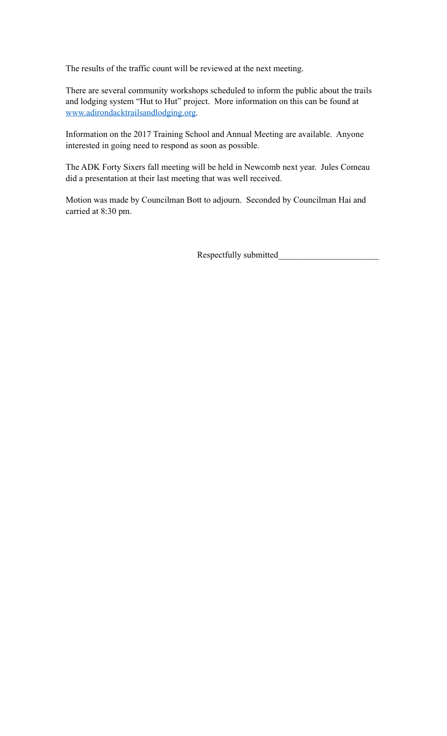The results of the traffic count will be reviewed at the next meeting.

There are several community workshops scheduled to inform the public about the trails and lodging system "Hut to Hut" project.  More information on this can be found at [www.adirondacktrailsandlodging.org](http://www.adirondacktrailsandlodging.org).

Information on the 2017 Training School and Annual Meeting are available.  Anyone interested in going need to respond as soon as possible.

The ADK Forty Sixers fall meeting will be held in Newcomb next year.  Jules Comeau did a presentation at their last meeting that was well received.

Motion was made by Councilman Bott to adjourn.  Seconded by Councilman Hai and carried at 8:30 pm.

Respectfully submitted______________________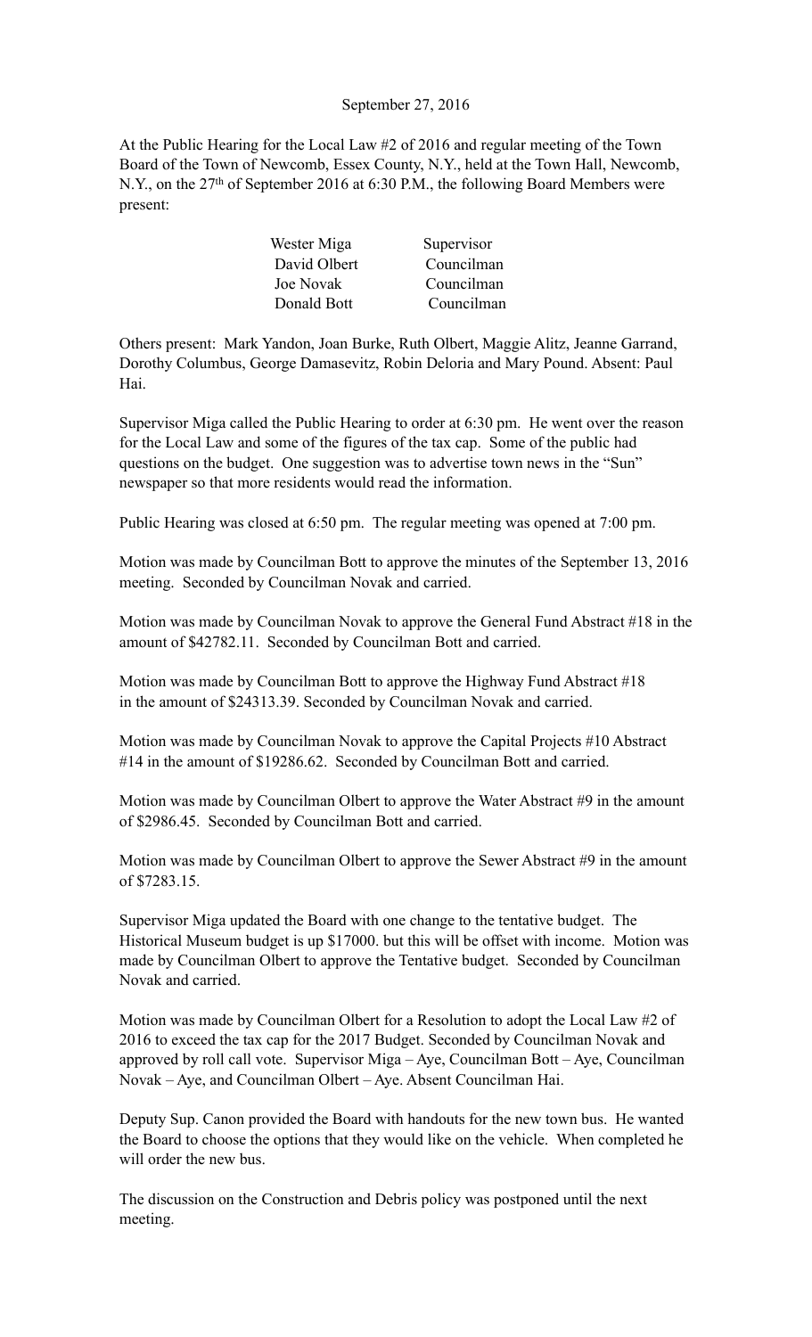September 27, 2016

At the Public Hearing for the Local Law #2 of 2016 and regular meeting of the Town Board of the Town of Newcomb, Essex County, N.Y., held at the Town Hall, Newcomb, N.Y., on the 27th of September 2016 at 6:30 P.M., the following Board Members were present:

| | |
|---|---|
| Wester Miga | Supervisor |
| David Olbert | Councilman |
| Joe Novak | Councilman |
| Donald Bott | Councilman |

Others present: Mark Yandon, Joan Burke, Ruth Olbert, Maggie Alitz, Jeanne Garrand, Dorothy Columbus, George Damasevitz, Robin Deloria and Mary Pound. Absent: Paul Hai.

Supervisor Miga called the Public Hearing to order at 6:30 pm. He went over the reason for the Local Law and some of the figures of the tax cap. Some of the public had questions on the budget. One suggestion was to advertise town news in the "Sun" newspaper so that more residents would read the information.

Public Hearing was closed at 6:50 pm. The regular meeting was opened at 7:00 pm.

Motion was made by Councilman Bott to approve the minutes of the September 13, 2016 meeting. Seconded by Councilman Novak and carried.

Motion was made by Councilman Novak to approve the General Fund Abstract #18 in the amount of $42782.11. Seconded by Councilman Bott and carried.

Motion was made by Councilman Bott to approve the Highway Fund Abstract #18 in the amount of $24313.39. Seconded by Councilman Novak and carried.

Motion was made by Councilman Novak to approve the Capital Projects #10 Abstract #14 in the amount of $19286.62. Seconded by Councilman Bott and carried.

Motion was made by Councilman Olbert to approve the Water Abstract #9 in the amount of $2986.45. Seconded by Councilman Bott and carried.

Motion was made by Councilman Olbert to approve the Sewer Abstract #9 in the amount of $7283.15.

Supervisor Miga updated the Board with one change to the tentative budget. The Historical Museum budget is up $17000. but this will be offset with income. Motion was made by Councilman Olbert to approve the Tentative budget. Seconded by Councilman Novak and carried.

Motion was made by Councilman Olbert for a Resolution to adopt the Local Law #2 of 2016 to exceed the tax cap for the 2017 Budget. Seconded by Councilman Novak and approved by roll call vote. Supervisor Miga – Aye, Councilman Bott – Aye, Councilman Novak – Aye, and Councilman Olbert – Aye. Absent Councilman Hai.

Deputy Sup. Canon provided the Board with handouts for the new town bus. He wanted the Board to choose the options that they would like on the vehicle. When completed he will order the new bus.

The discussion on the Construction and Debris policy was postponed until the next meeting.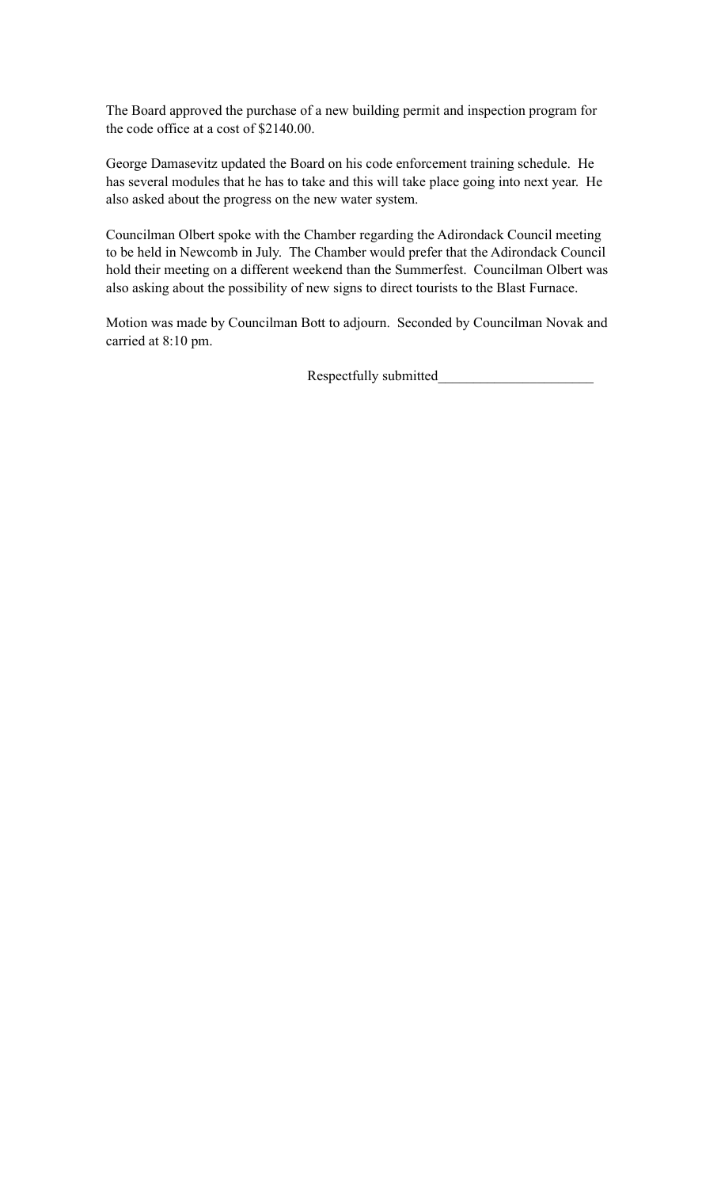The Board approved the purchase of a new building permit and inspection program for the code office at a cost of $2140.00.

George Damasevitz updated the Board on his code enforcement training schedule. He has several modules that he has to take and this will take place going into next year. He also asked about the progress on the new water system.

Councilman Olbert spoke with the Chamber regarding the Adirondack Council meeting to be held in Newcomb in July. The Chamber would prefer that the Adirondack Council hold their meeting on a different weekend than the Summerfest. Councilman Olbert was also asking about the possibility of new signs to direct tourists to the Blast Furnace.

Motion was made by Councilman Bott to adjourn. Seconded by Councilman Novak and carried at 8:10 pm.

Respectfully submitted______________________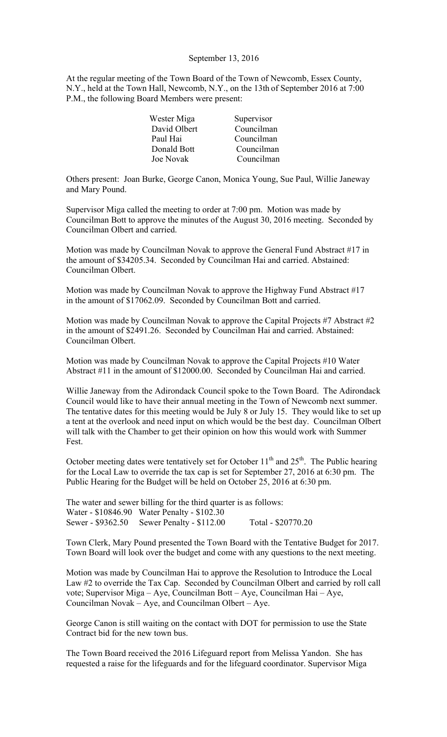September 13, 2016

At the regular meeting of the Town Board of the Town of Newcomb, Essex County, N.Y., held at the Town Hall, Newcomb, N.Y., on the 13th of September 2016 at 7:00 P.M., the following Board Members were present:

| | |
|---|---|
| Wester Miga | Supervisor |
| David Olbert | Councilman |
| Paul Hai | Councilman |
| Donald Bott | Councilman |
| Joe Novak | Councilman |

Others present: Joan Burke, George Canon, Monica Young, Sue Paul, Willie Janeway and Mary Pound.

Supervisor Miga called the meeting to order at 7:00 pm. Motion was made by Councilman Bott to approve the minutes of the August 30, 2016 meeting. Seconded by Councilman Olbert and carried.

Motion was made by Councilman Novak to approve the General Fund Abstract #17 in the amount of $34205.34. Seconded by Councilman Hai and carried. Abstained: Councilman Olbert.

Motion was made by Councilman Novak to approve the Highway Fund Abstract #17 in the amount of $17062.09. Seconded by Councilman Bott and carried.

Motion was made by Councilman Novak to approve the Capital Projects #7 Abstract #2 in the amount of $2491.26. Seconded by Councilman Hai and carried. Abstained: Councilman Olbert.

Motion was made by Councilman Novak to approve the Capital Projects #10 Water Abstract #11 in the amount of $12000.00. Seconded by Councilman Hai and carried.

Willie Janeway from the Adirondack Council spoke to the Town Board. The Adirondack Council would like to have their annual meeting in the Town of Newcomb next summer. The tentative dates for this meeting would be July 8 or July 15. They would like to set up a tent at the overlook and need input on which would be the best day. Councilman Olbert will talk with the Chamber to get their opinion on how this would work with Summer Fest.

October meeting dates were tentatively set for October 11th and 25th. The Public hearing for the Local Law to override the tax cap is set for September 27, 2016 at 6:30 pm. The Public Hearing for the Budget will be held on October 25, 2016 at 6:30 pm.

The water and sewer billing for the third quarter is as follows:
Water - $10846.90 Water Penalty - $102.30
Sewer - $9362.50 Sewer Penalty - $112.00 Total - $20770.20

Town Clerk, Mary Pound presented the Town Board with the Tentative Budget for 2017. Town Board will look over the budget and come with any questions to the next meeting.

Motion was made by Councilman Hai to approve the Resolution to Introduce the Local Law #2 to override the Tax Cap. Seconded by Councilman Olbert and carried by roll call vote; Supervisor Miga – Aye, Councilman Bott – Aye, Councilman Hai – Aye, Councilman Novak – Aye, and Councilman Olbert – Aye.

George Canon is still waiting on the contact with DOT for permission to use the State Contract bid for the new town bus.

The Town Board received the 2016 Lifeguard report from Melissa Yandon. She has requested a raise for the lifeguards and for the lifeguard coordinator. Supervisor Miga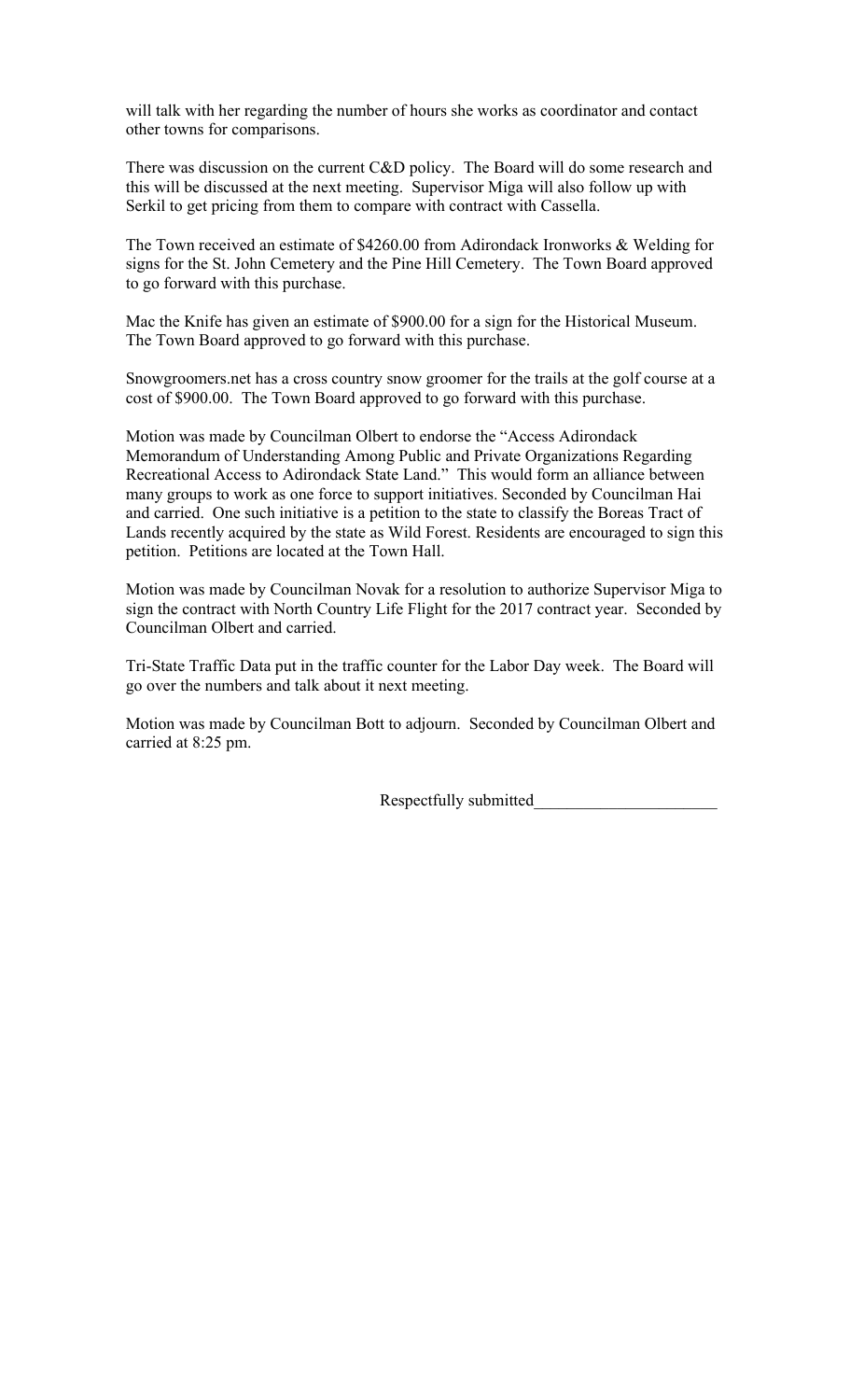will talk with her regarding the number of hours she works as coordinator and contact other towns for comparisons.

There was discussion on the current C&D policy. The Board will do some research and this will be discussed at the next meeting. Supervisor Miga will also follow up with Serkil to get pricing from them to compare with contract with Cassella.

The Town received an estimate of $4260.00 from Adirondack Ironworks & Welding for signs for the St. John Cemetery and the Pine Hill Cemetery. The Town Board approved to go forward with this purchase.

Mac the Knife has given an estimate of $900.00 for a sign for the Historical Museum. The Town Board approved to go forward with this purchase.

Snowgroomers.net has a cross country snow groomer for the trails at the golf course at a cost of $900.00. The Town Board approved to go forward with this purchase.

Motion was made by Councilman Olbert to endorse the "Access Adirondack Memorandum of Understanding Among Public and Private Organizations Regarding Recreational Access to Adirondack State Land." This would form an alliance between many groups to work as one force to support initiatives. Seconded by Councilman Hai and carried. One such initiative is a petition to the state to classify the Boreas Tract of Lands recently acquired by the state as Wild Forest. Residents are encouraged to sign this petition. Petitions are located at the Town Hall.

Motion was made by Councilman Novak for a resolution to authorize Supervisor Miga to sign the contract with North Country Life Flight for the 2017 contract year. Seconded by Councilman Olbert and carried.

Tri-State Traffic Data put in the traffic counter for the Labor Day week. The Board will go over the numbers and talk about it next meeting.

Motion was made by Councilman Bott to adjourn. Seconded by Councilman Olbert and carried at 8:25 pm.

Respectfully submitted______________________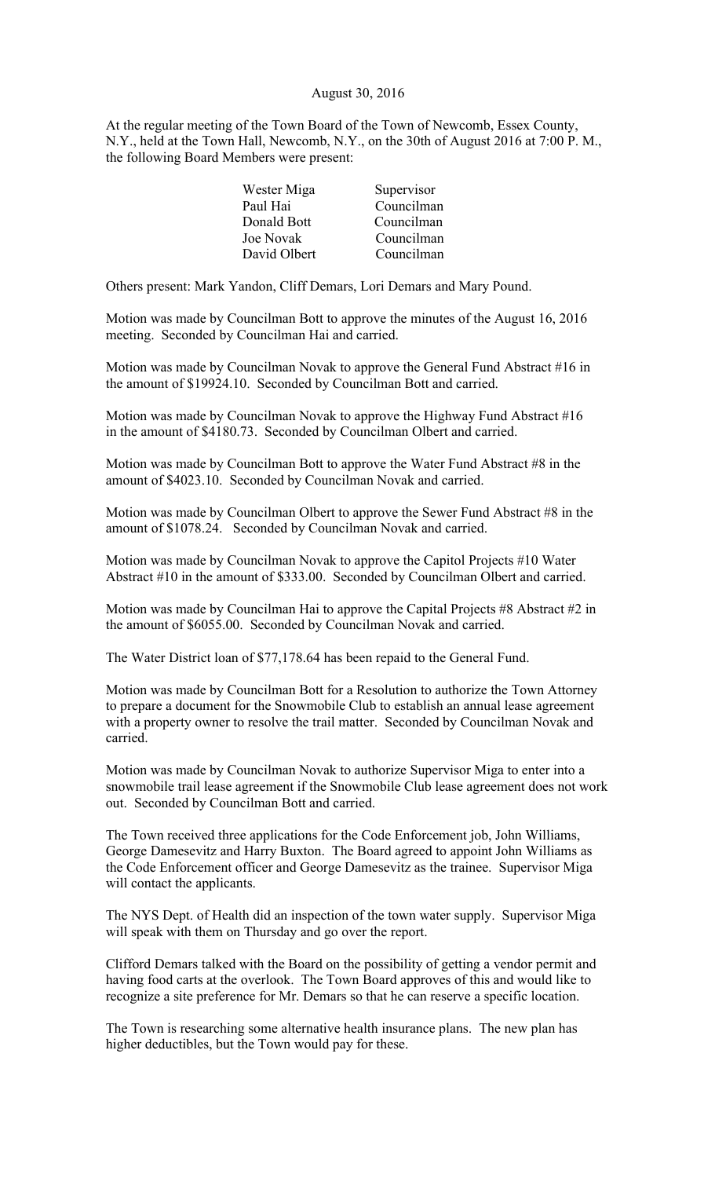August 30, 2016

At the regular meeting of the Town Board of the Town of Newcomb, Essex County, N.Y., held at the Town Hall, Newcomb, N.Y., on the 30th of August 2016 at 7:00 P. M., the following Board Members were present:

| | |
|---|---|
| Wester Miga | Supervisor |
| Paul Hai | Councilman |
| Donald Bott | Councilman |
| Joe Novak | Councilman |
| David Olbert | Councilman |

Others present: Mark Yandon, Cliff Demars, Lori Demars and Mary Pound.

Motion was made by Councilman Bott to approve the minutes of the August 16, 2016 meeting. Seconded by Councilman Hai and carried.

Motion was made by Councilman Novak to approve the General Fund Abstract #16 in the amount of $19924.10. Seconded by Councilman Bott and carried.

Motion was made by Councilman Novak to approve the Highway Fund Abstract #16 in the amount of $4180.73. Seconded by Councilman Olbert and carried.

Motion was made by Councilman Bott to approve the Water Fund Abstract #8 in the amount of $4023.10. Seconded by Councilman Novak and carried.

Motion was made by Councilman Olbert to approve the Sewer Fund Abstract #8 in the amount of $1078.24. Seconded by Councilman Novak and carried.

Motion was made by Councilman Novak to approve the Capitol Projects #10 Water Abstract #10 in the amount of $333.00. Seconded by Councilman Olbert and carried.

Motion was made by Councilman Hai to approve the Capital Projects #8 Abstract #2 in the amount of $6055.00. Seconded by Councilman Novak and carried.

The Water District loan of $77,178.64 has been repaid to the General Fund.

Motion was made by Councilman Bott for a Resolution to authorize the Town Attorney to prepare a document for the Snowmobile Club to establish an annual lease agreement with a property owner to resolve the trail matter. Seconded by Councilman Novak and carried.

Motion was made by Councilman Novak to authorize Supervisor Miga to enter into a snowmobile trail lease agreement if the Snowmobile Club lease agreement does not work out. Seconded by Councilman Bott and carried.

The Town received three applications for the Code Enforcement job, John Williams, George Damesevitz and Harry Buxton. The Board agreed to appoint John Williams as the Code Enforcement officer and George Damesevitz as the trainee. Supervisor Miga will contact the applicants.

The NYS Dept. of Health did an inspection of the town water supply. Supervisor Miga will speak with them on Thursday and go over the report.

Clifford Demars talked with the Board on the possibility of getting a vendor permit and having food carts at the overlook. The Town Board approves of this and would like to recognize a site preference for Mr. Demars so that he can reserve a specific location.

The Town is researching some alternative health insurance plans. The new plan has higher deductibles, but the Town would pay for these.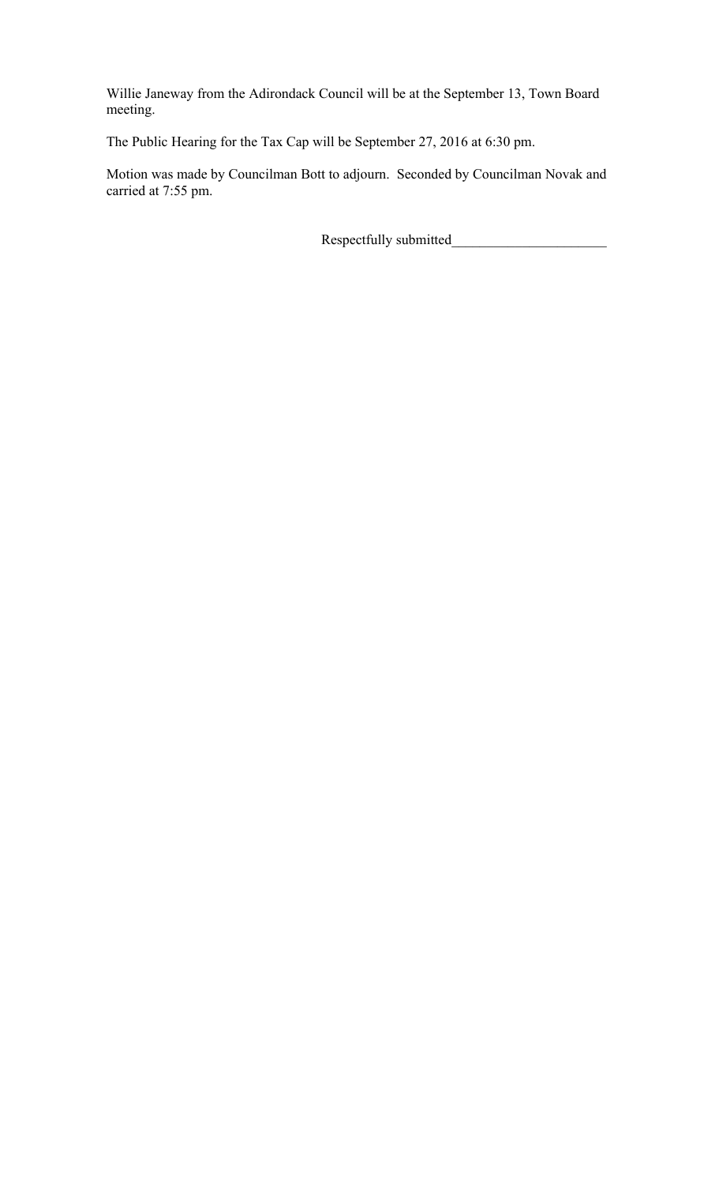Willie Janeway from the Adirondack Council will be at the September 13, Town Board meeting.

The Public Hearing for the Tax Cap will be September 27, 2016 at 6:30 pm.

Motion was made by Councilman Bott to adjourn. Seconded by Councilman Novak and carried at 7:55 pm.

Respectfully submitted______________________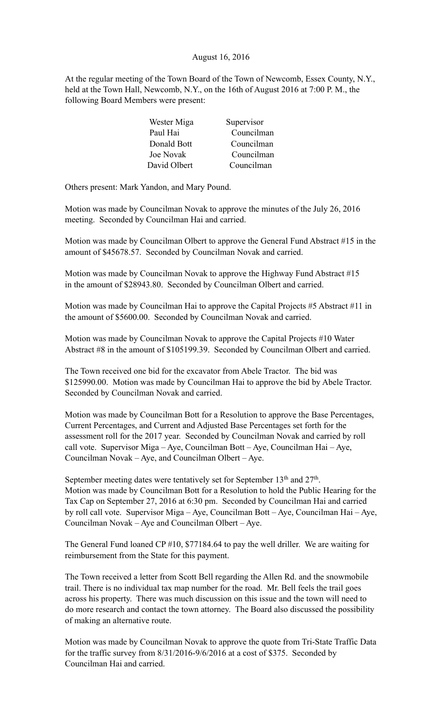August 16, 2016

At the regular meeting of the Town Board of the Town of Newcomb, Essex County, N.Y., held at the Town Hall, Newcomb, N.Y., on the 16th of August 2016 at 7:00 P. M., the following Board Members were present:

| | |
|---|---|
| Wester Miga | Supervisor |
| Paul Hai | Councilman |
| Donald Bott | Councilman |
| Joe Novak | Councilman |
| David Olbert | Councilman |

Others present: Mark Yandon, and Mary Pound.

Motion was made by Councilman Novak to approve the minutes of the July 26, 2016 meeting. Seconded by Councilman Hai and carried.

Motion was made by Councilman Olbert to approve the General Fund Abstract #15 in the amount of $45678.57. Seconded by Councilman Novak and carried.

Motion was made by Councilman Novak to approve the Highway Fund Abstract #15 in the amount of $28943.80. Seconded by Councilman Olbert and carried.

Motion was made by Councilman Hai to approve the Capital Projects #5 Abstract #11 in the amount of $5600.00. Seconded by Councilman Novak and carried.

Motion was made by Councilman Novak to approve the Capital Projects #10 Water Abstract #8 in the amount of $105199.39. Seconded by Councilman Olbert and carried.

The Town received one bid for the excavator from Abele Tractor. The bid was $125990.00. Motion was made by Councilman Hai to approve the bid by Abele Tractor. Seconded by Councilman Novak and carried.

Motion was made by Councilman Bott for a Resolution to approve the Base Percentages, Current Percentages, and Current and Adjusted Base Percentages set forth for the assessment roll for the 2017 year. Seconded by Councilman Novak and carried by roll call vote. Supervisor Miga – Aye, Councilman Bott – Aye, Councilman Hai – Aye, Councilman Novak – Aye, and Councilman Olbert – Aye.

September meeting dates were tentatively set for September 13th and 27th.
Motion was made by Councilman Bott for a Resolution to hold the Public Hearing for the Tax Cap on September 27, 2016 at 6:30 pm. Seconded by Councilman Hai and carried by roll call vote. Supervisor Miga – Aye, Councilman Bott – Aye, Councilman Hai – Aye, Councilman Novak – Aye and Councilman Olbert – Aye.

The General Fund loaned CP #10, $77184.64 to pay the well driller. We are waiting for reimbursement from the State for this payment.

The Town received a letter from Scott Bell regarding the Allen Rd. and the snowmobile trail. There is no individual tax map number for the road. Mr. Bell feels the trail goes across his property. There was much discussion on this issue and the town will need to do more research and contact the town attorney. The Board also discussed the possibility of making an alternative route.

Motion was made by Councilman Novak to approve the quote from Tri-State Traffic Data for the traffic survey from 8/31/2016-9/6/2016 at a cost of $375. Seconded by Councilman Hai and carried.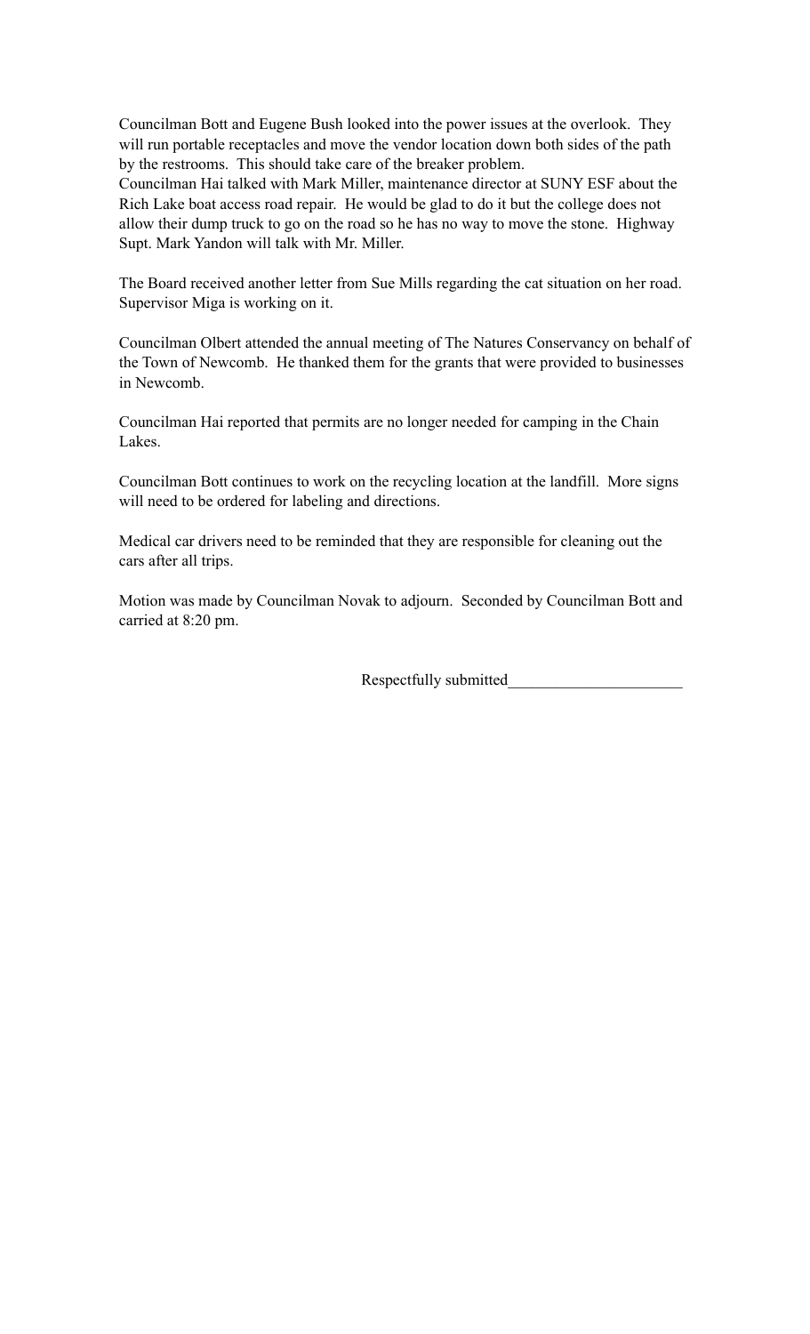Councilman Bott and Eugene Bush looked into the power issues at the overlook. They will run portable receptacles and move the vendor location down both sides of the path by the restrooms. This should take care of the breaker problem.
Councilman Hai talked with Mark Miller, maintenance director at SUNY ESF about the Rich Lake boat access road repair. He would be glad to do it but the college does not allow their dump truck to go on the road so he has no way to move the stone. Highway Supt. Mark Yandon will talk with Mr. Miller.

The Board received another letter from Sue Mills regarding the cat situation on her road. Supervisor Miga is working on it.

Councilman Olbert attended the annual meeting of The Natures Conservancy on behalf of the Town of Newcomb. He thanked them for the grants that were provided to businesses in Newcomb.

Councilman Hai reported that permits are no longer needed for camping in the Chain Lakes.

Councilman Bott continues to work on the recycling location at the landfill. More signs will need to be ordered for labeling and directions.

Medical car drivers need to be reminded that they are responsible for cleaning out the cars after all trips.

Motion was made by Councilman Novak to adjourn. Seconded by Councilman Bott and carried at 8:20 pm.

Respectfully submitted______________________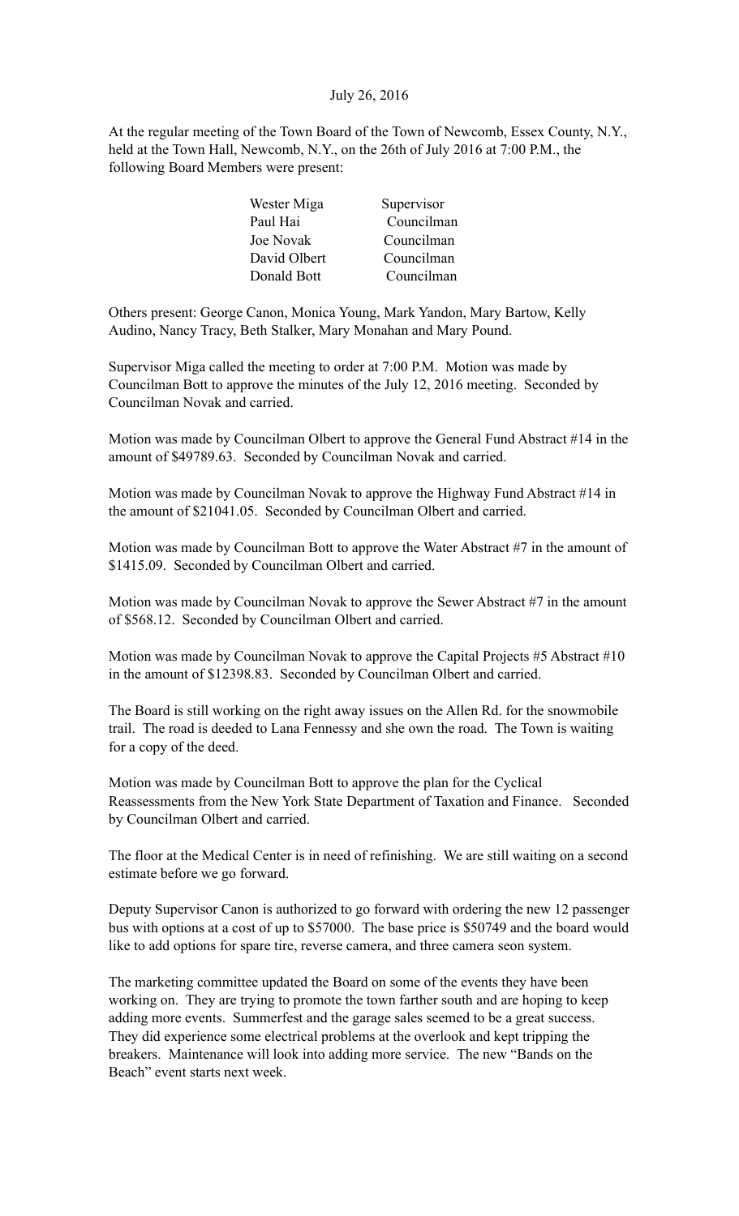July 26, 2016

At the regular meeting of the Town Board of the Town of Newcomb, Essex County, N.Y., held at the Town Hall, Newcomb, N.Y., on the 26th of July 2016 at 7:00 P.M., the following Board Members were present:

| | |
|---|---|
| Wester Miga | Supervisor |
| Paul Hai | Councilman |
| Joe Novak | Councilman |
| David Olbert | Councilman |
| Donald Bott | Councilman |

Others present: George Canon, Monica Young, Mark Yandon, Mary Bartow, Kelly Audino, Nancy Tracy, Beth Stalker, Mary Monahan and Mary Pound.

Supervisor Miga called the meeting to order at 7:00 P.M. Motion was made by Councilman Bott to approve the minutes of the July 12, 2016 meeting. Seconded by Councilman Novak and carried.

Motion was made by Councilman Olbert to approve the General Fund Abstract #14 in the amount of $49789.63. Seconded by Councilman Novak and carried.

Motion was made by Councilman Novak to approve the Highway Fund Abstract #14 in the amount of $21041.05. Seconded by Councilman Olbert and carried.

Motion was made by Councilman Bott to approve the Water Abstract #7 in the amount of $1415.09. Seconded by Councilman Olbert and carried.

Motion was made by Councilman Novak to approve the Sewer Abstract #7 in the amount of $568.12. Seconded by Councilman Olbert and carried.

Motion was made by Councilman Novak to approve the Capital Projects #5 Abstract #10 in the amount of $12398.83. Seconded by Councilman Olbert and carried.

The Board is still working on the right away issues on the Allen Rd. for the snowmobile trail. The road is deeded to Lana Fennessy and she own the road. The Town is waiting for a copy of the deed.

Motion was made by Councilman Bott to approve the plan for the Cyclical Reassessments from the New York State Department of Taxation and Finance. Seconded by Councilman Olbert and carried.

The floor at the Medical Center is in need of refinishing. We are still waiting on a second estimate before we go forward.

Deputy Supervisor Canon is authorized to go forward with ordering the new 12 passenger bus with options at a cost of up to $57000. The base price is $50749 and the board would like to add options for spare tire, reverse camera, and three camera seon system.

The marketing committee updated the Board on some of the events they have been working on. They are trying to promote the town farther south and are hoping to keep adding more events. Summerfest and the garage sales seemed to be a great success. They did experience some electrical problems at the overlook and kept tripping the breakers. Maintenance will look into adding more service. The new "Bands on the Beach" event starts next week.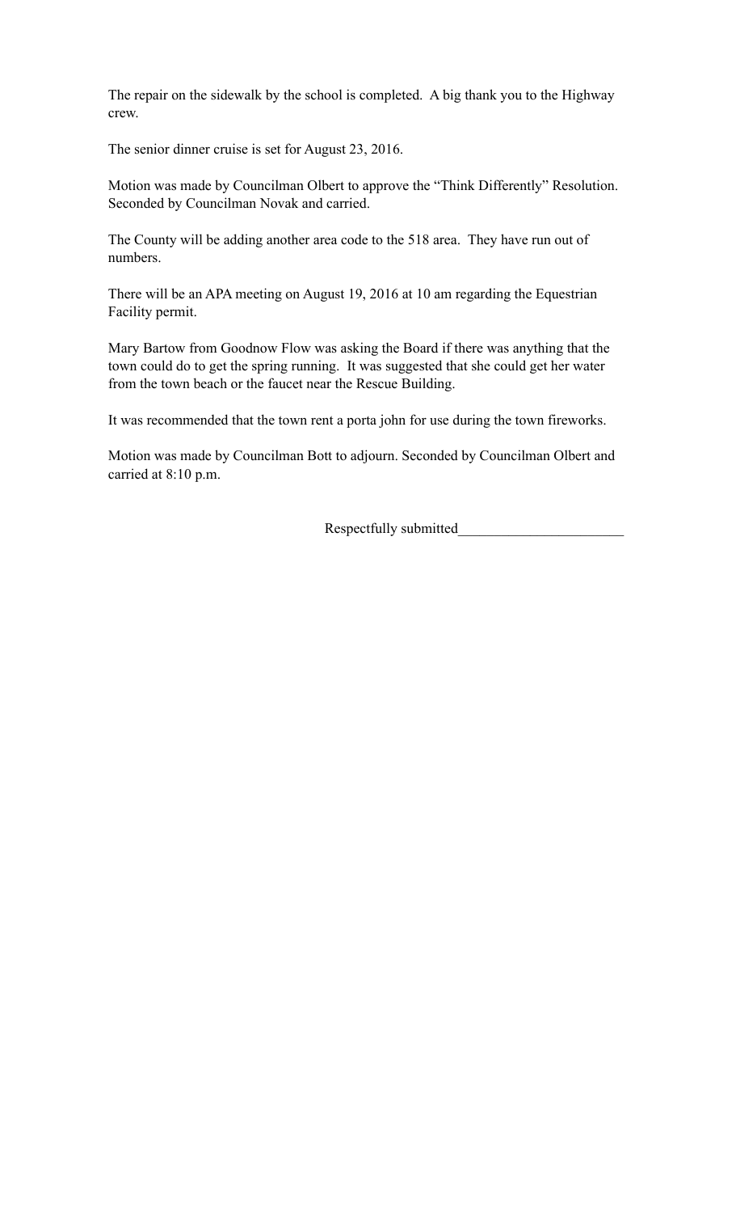The repair on the sidewalk by the school is completed. A big thank you to the Highway crew.

The senior dinner cruise is set for August 23, 2016.

Motion was made by Councilman Olbert to approve the "Think Differently" Resolution. Seconded by Councilman Novak and carried.

The County will be adding another area code to the 518 area. They have run out of numbers.

There will be an APA meeting on August 19, 2016 at 10 am regarding the Equestrian Facility permit.

Mary Bartow from Goodnow Flow was asking the Board if there was anything that the town could do to get the spring running. It was suggested that she could get her water from the town beach or the faucet near the Rescue Building.

It was recommended that the town rent a porta john for use during the town fireworks.

Motion was made by Councilman Bott to adjourn. Seconded by Councilman Olbert and carried at 8:10 p.m.

Respectfully submitted_______________________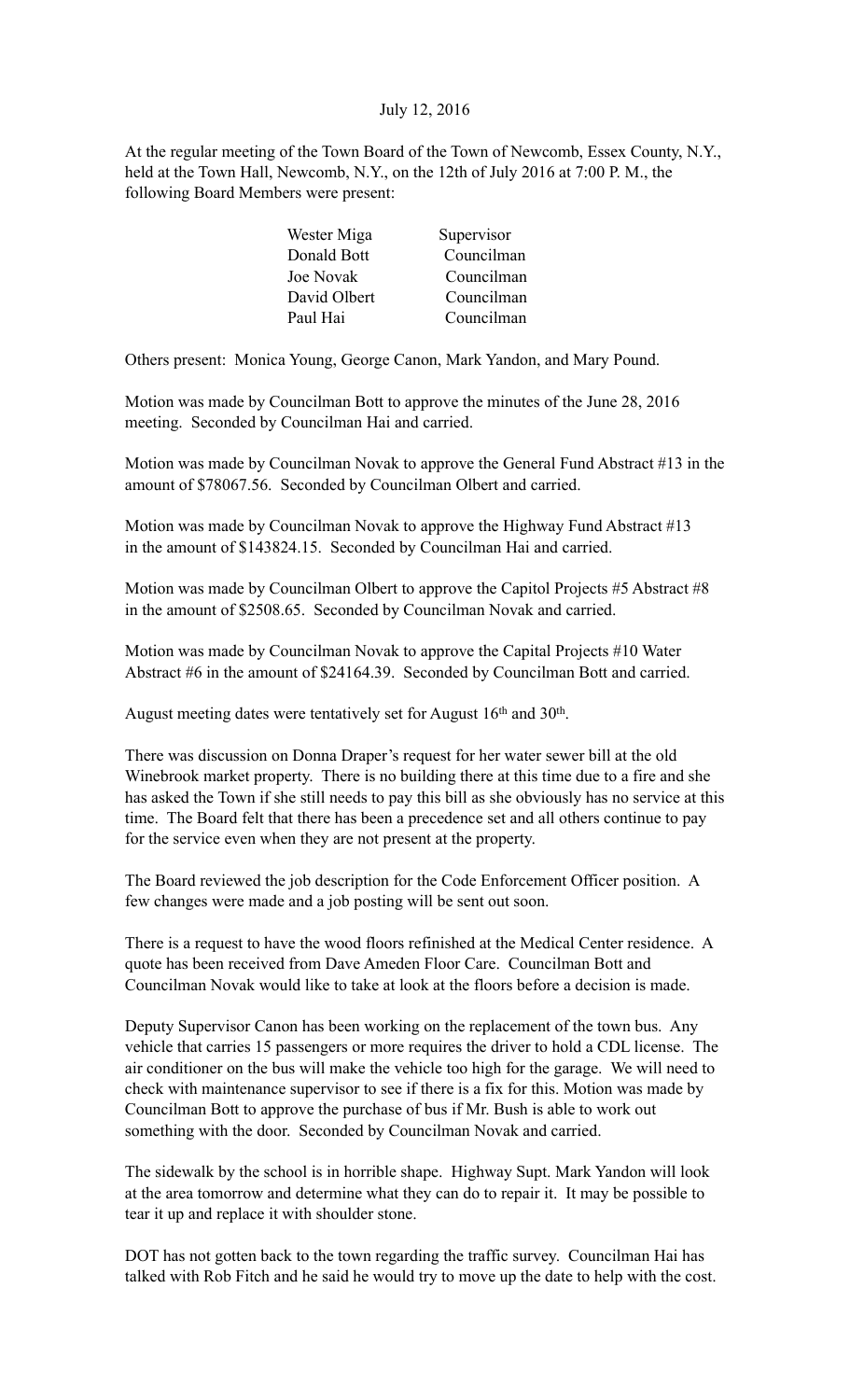July 12, 2016

At the regular meeting of the Town Board of the Town of Newcomb, Essex County, N.Y., held at the Town Hall, Newcomb, N.Y., on the 12th of July 2016 at 7:00 P. M., the following Board Members were present:

| | |
|---|---|
| Wester Miga | Supervisor |
| Donald Bott | Councilman |
| Joe Novak | Councilman |
| David Olbert | Councilman |
| Paul Hai | Councilman |

Others present: Monica Young, George Canon, Mark Yandon, and Mary Pound.

Motion was made by Councilman Bott to approve the minutes of the June 28, 2016 meeting. Seconded by Councilman Hai and carried.

Motion was made by Councilman Novak to approve the General Fund Abstract #13 in the amount of $78067.56. Seconded by Councilman Olbert and carried.

Motion was made by Councilman Novak to approve the Highway Fund Abstract #13 in the amount of $143824.15. Seconded by Councilman Hai and carried.

Motion was made by Councilman Olbert to approve the Capitol Projects #5 Abstract #8 in the amount of $2508.65. Seconded by Councilman Novak and carried.

Motion was made by Councilman Novak to approve the Capital Projects #10 Water Abstract #6 in the amount of $24164.39. Seconded by Councilman Bott and carried.

August meeting dates were tentatively set for August 16th and 30th.

There was discussion on Donna Draper's request for her water sewer bill at the old Winebrook market property. There is no building there at this time due to a fire and she has asked the Town if she still needs to pay this bill as she obviously has no service at this time. The Board felt that there has been a precedence set and all others continue to pay for the service even when they are not present at the property.

The Board reviewed the job description for the Code Enforcement Officer position. A few changes were made and a job posting will be sent out soon.

There is a request to have the wood floors refinished at the Medical Center residence. A quote has been received from Dave Ameden Floor Care. Councilman Bott and Councilman Novak would like to take at look at the floors before a decision is made.

Deputy Supervisor Canon has been working on the replacement of the town bus. Any vehicle that carries 15 passengers or more requires the driver to hold a CDL license. The air conditioner on the bus will make the vehicle too high for the garage. We will need to check with maintenance supervisor to see if there is a fix for this. Motion was made by Councilman Bott to approve the purchase of bus if Mr. Bush is able to work out something with the door. Seconded by Councilman Novak and carried.

The sidewalk by the school is in horrible shape. Highway Supt. Mark Yandon will look at the area tomorrow and determine what they can do to repair it. It may be possible to tear it up and replace it with shoulder stone.

DOT has not gotten back to the town regarding the traffic survey. Councilman Hai has talked with Rob Fitch and he said he would try to move up the date to help with the cost.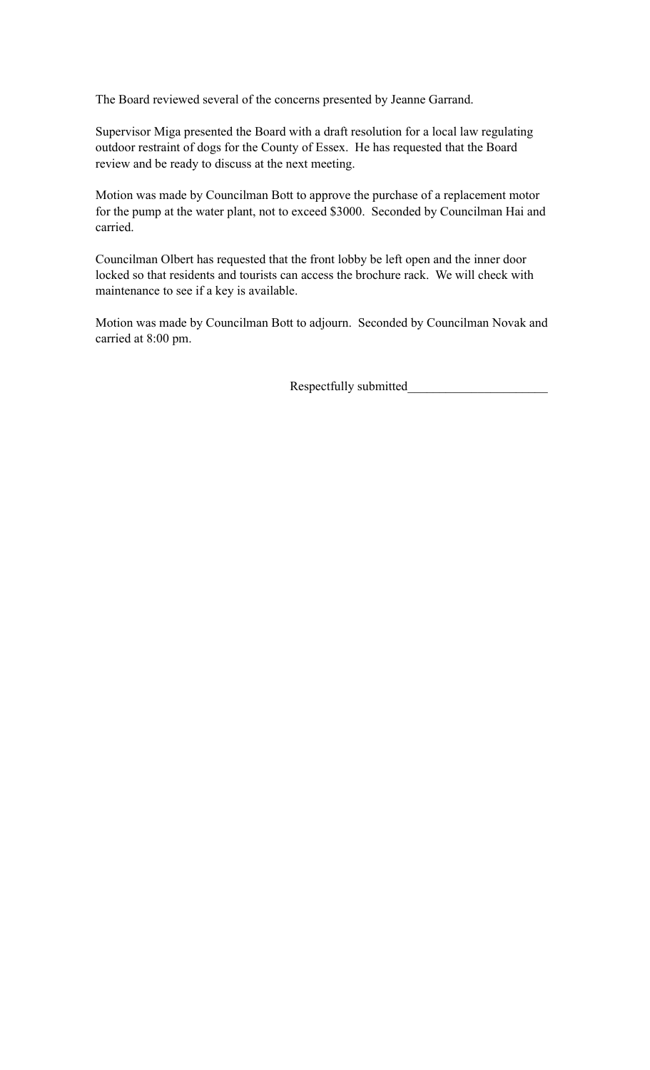The Board reviewed several of the concerns presented by Jeanne Garrand.

Supervisor Miga presented the Board with a draft resolution for a local law regulating outdoor restraint of dogs for the County of Essex. He has requested that the Board review and be ready to discuss at the next meeting.

Motion was made by Councilman Bott to approve the purchase of a replacement motor for the pump at the water plant, not to exceed $3000. Seconded by Councilman Hai and carried.

Councilman Olbert has requested that the front lobby be left open and the inner door locked so that residents and tourists can access the brochure rack. We will check with maintenance to see if a key is available.

Motion was made by Councilman Bott to adjourn. Seconded by Councilman Novak and carried at 8:00 pm.

Respectfully submitted______________________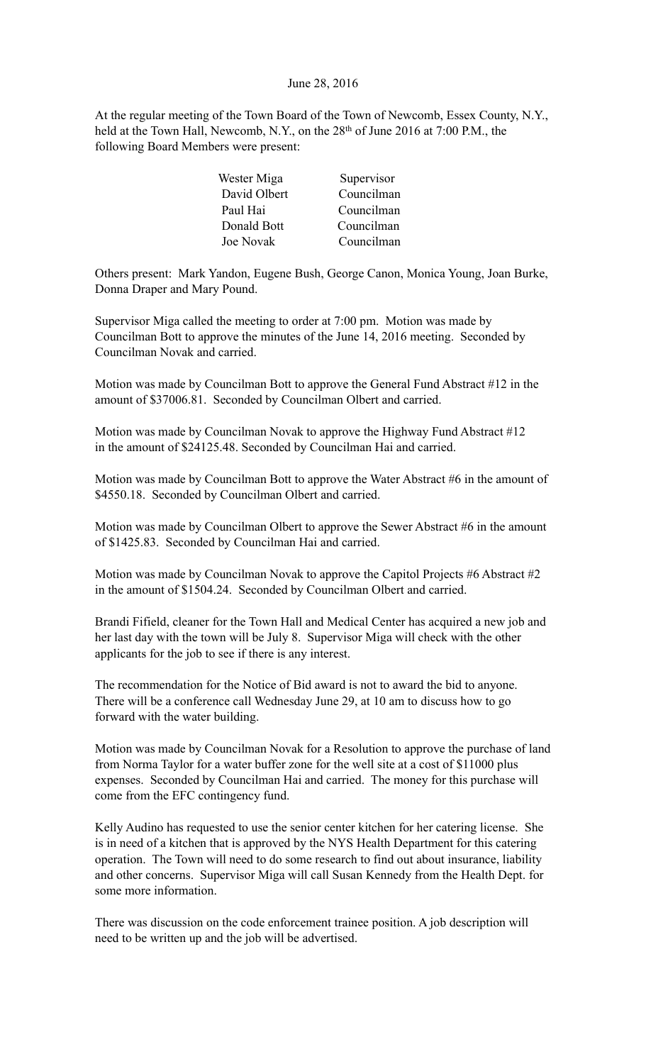June 28, 2016

At the regular meeting of the Town Board of the Town of Newcomb, Essex County, N.Y., held at the Town Hall, Newcomb, N.Y., on the 28th of June 2016 at 7:00 P.M., the following Board Members were present:

| | |
|---|---|
| Wester Miga | Supervisor |
| David Olbert | Councilman |
| Paul Hai | Councilman |
| Donald Bott | Councilman |
| Joe Novak | Councilman |

Others present: Mark Yandon, Eugene Bush, George Canon, Monica Young, Joan Burke, Donna Draper and Mary Pound.

Supervisor Miga called the meeting to order at 7:00 pm. Motion was made by Councilman Bott to approve the minutes of the June 14, 2016 meeting. Seconded by Councilman Novak and carried.

Motion was made by Councilman Bott to approve the General Fund Abstract #12 in the amount of $37006.81. Seconded by Councilman Olbert and carried.

Motion was made by Councilman Novak to approve the Highway Fund Abstract #12 in the amount of $24125.48. Seconded by Councilman Hai and carried.

Motion was made by Councilman Bott to approve the Water Abstract #6 in the amount of $4550.18. Seconded by Councilman Olbert and carried.

Motion was made by Councilman Olbert to approve the Sewer Abstract #6 in the amount of $1425.83. Seconded by Councilman Hai and carried.

Motion was made by Councilman Novak to approve the Capitol Projects #6 Abstract #2 in the amount of $1504.24. Seconded by Councilman Olbert and carried.

Brandi Fifield, cleaner for the Town Hall and Medical Center has acquired a new job and her last day with the town will be July 8. Supervisor Miga will check with the other applicants for the job to see if there is any interest.

The recommendation for the Notice of Bid award is not to award the bid to anyone. There will be a conference call Wednesday June 29, at 10 am to discuss how to go forward with the water building.

Motion was made by Councilman Novak for a Resolution to approve the purchase of land from Norma Taylor for a water buffer zone for the well site at a cost of $11000 plus expenses. Seconded by Councilman Hai and carried. The money for this purchase will come from the EFC contingency fund.

Kelly Audino has requested to use the senior center kitchen for her catering license. She is in need of a kitchen that is approved by the NYS Health Department for this catering operation. The Town will need to do some research to find out about insurance, liability and other concerns. Supervisor Miga will call Susan Kennedy from the Health Dept. for some more information.

There was discussion on the code enforcement trainee position. A job description will need to be written up and the job will be advertised.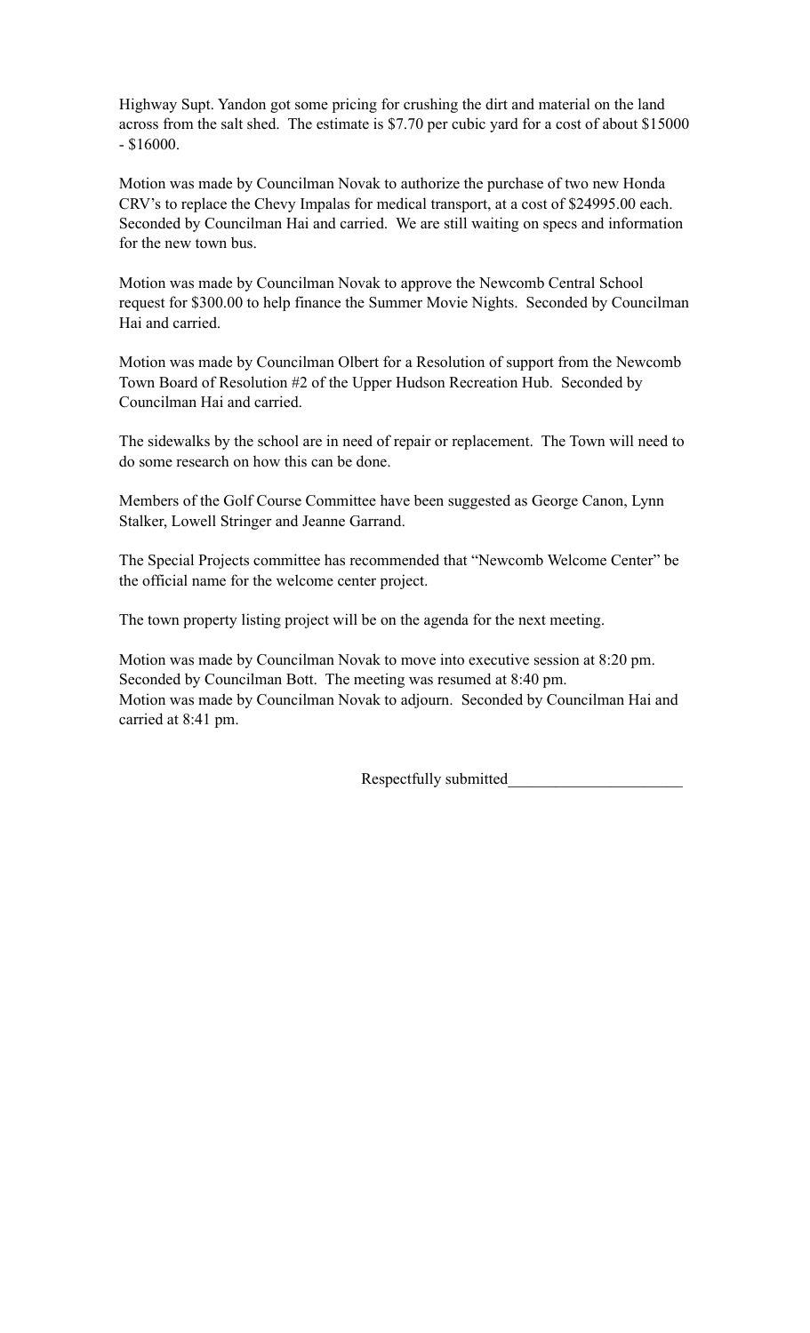Highway Supt. Yandon got some pricing for crushing the dirt and material on the land across from the salt shed. The estimate is $7.70 per cubic yard for a cost of about $15000 - $16000.

Motion was made by Councilman Novak to authorize the purchase of two new Honda CRV's to replace the Chevy Impalas for medical transport, at a cost of $24995.00 each. Seconded by Councilman Hai and carried. We are still waiting on specs and information for the new town bus.

Motion was made by Councilman Novak to approve the Newcomb Central School request for $300.00 to help finance the Summer Movie Nights. Seconded by Councilman Hai and carried.

Motion was made by Councilman Olbert for a Resolution of support from the Newcomb Town Board of Resolution #2 of the Upper Hudson Recreation Hub. Seconded by Councilman Hai and carried.

The sidewalks by the school are in need of repair or replacement. The Town will need to do some research on how this can be done.

Members of the Golf Course Committee have been suggested as George Canon, Lynn Stalker, Lowell Stringer and Jeanne Garrand.

The Special Projects committee has recommended that "Newcomb Welcome Center" be the official name for the welcome center project.

The town property listing project will be on the agenda for the next meeting.

Motion was made by Councilman Novak to move into executive session at 8:20 pm. Seconded by Councilman Bott. The meeting was resumed at 8:40 pm.
Motion was made by Councilman Novak to adjourn. Seconded by Councilman Hai and carried at 8:41 pm.

Respectfully submitted______________________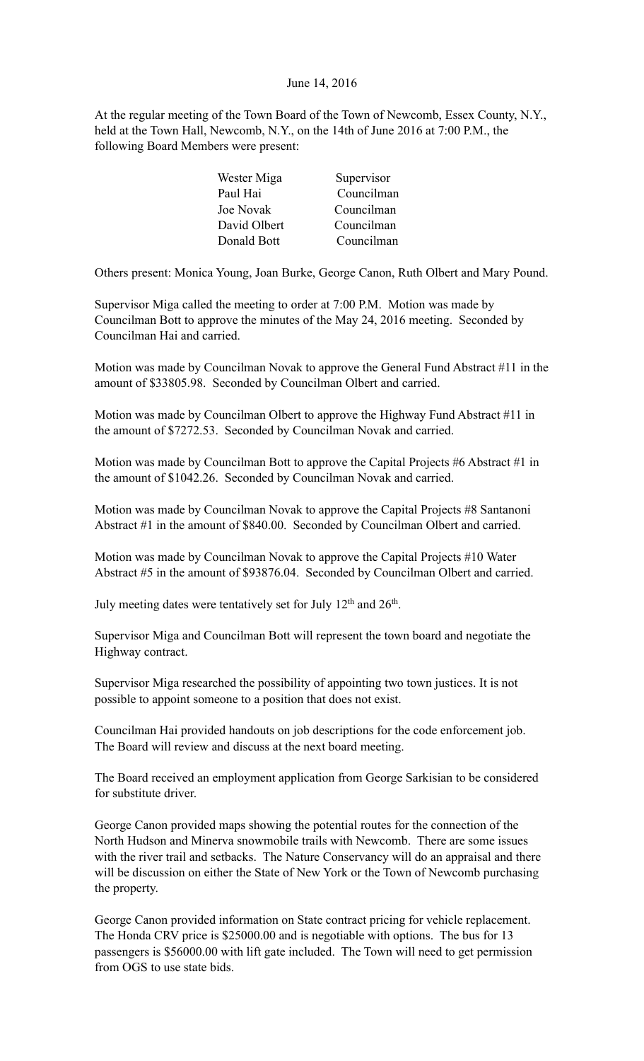June 14, 2016

At the regular meeting of the Town Board of the Town of Newcomb, Essex County, N.Y., held at the Town Hall, Newcomb, N.Y., on the 14th of June 2016 at 7:00 P.M., the following Board Members were present:

| | |
|---|---|
| Wester Miga | Supervisor |
| Paul Hai | Councilman |
| Joe Novak | Councilman |
| David Olbert | Councilman |
| Donald Bott | Councilman |

Others present: Monica Young, Joan Burke, George Canon, Ruth Olbert and Mary Pound.

Supervisor Miga called the meeting to order at 7:00 P.M. Motion was made by Councilman Bott to approve the minutes of the May 24, 2016 meeting. Seconded by Councilman Hai and carried.

Motion was made by Councilman Novak to approve the General Fund Abstract #11 in the amount of $33805.98. Seconded by Councilman Olbert and carried.

Motion was made by Councilman Olbert to approve the Highway Fund Abstract #11 in the amount of $7272.53. Seconded by Councilman Novak and carried.

Motion was made by Councilman Bott to approve the Capital Projects #6 Abstract #1 in the amount of $1042.26. Seconded by Councilman Novak and carried.

Motion was made by Councilman Novak to approve the Capital Projects #8 Santanoni Abstract #1 in the amount of $840.00. Seconded by Councilman Olbert and carried.

Motion was made by Councilman Novak to approve the Capital Projects #10 Water Abstract #5 in the amount of $93876.04. Seconded by Councilman Olbert and carried.

July meeting dates were tentatively set for July 12th and 26th.

Supervisor Miga and Councilman Bott will represent the town board and negotiate the Highway contract.

Supervisor Miga researched the possibility of appointing two town justices. It is not possible to appoint someone to a position that does not exist.

Councilman Hai provided handouts on job descriptions for the code enforcement job. The Board will review and discuss at the next board meeting.

The Board received an employment application from George Sarkisian to be considered for substitute driver.

George Canon provided maps showing the potential routes for the connection of the North Hudson and Minerva snowmobile trails with Newcomb. There are some issues with the river trail and setbacks. The Nature Conservancy will do an appraisal and there will be discussion on either the State of New York or the Town of Newcomb purchasing the property.

George Canon provided information on State contract pricing for vehicle replacement. The Honda CRV price is $25000.00 and is negotiable with options. The bus for 13 passengers is $56000.00 with lift gate included. The Town will need to get permission from OGS to use state bids.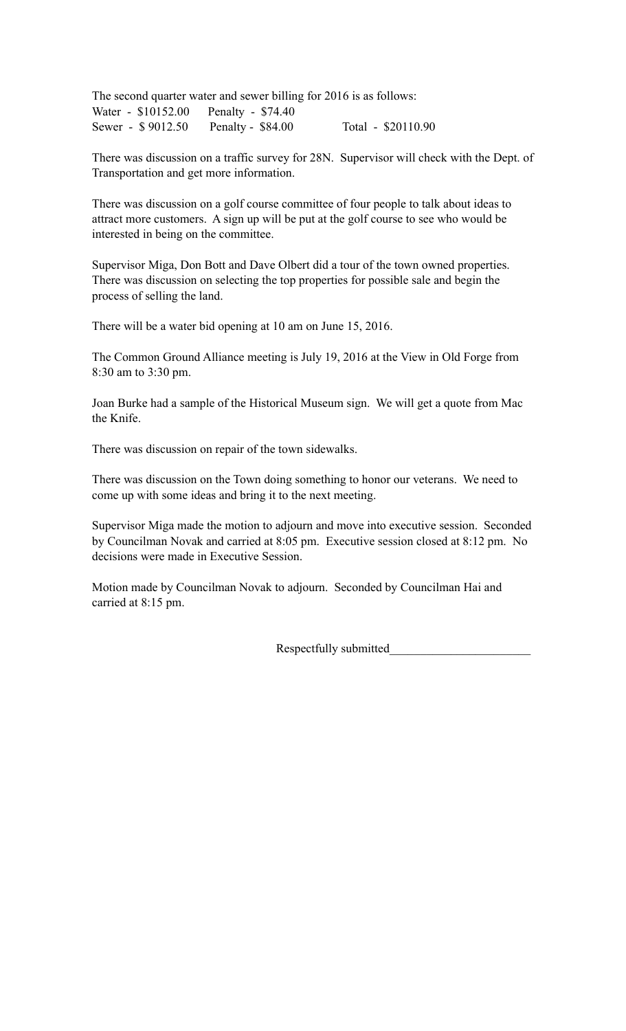The second quarter water and sewer billing for 2016 is as follows:

Water - $10152.00 Penalty - $74.40
Sewer - $ 9012.50 Penalty - $84.00 Total - $20110.90

There was discussion on a traffic survey for 28N. Supervisor will check with the Dept. of Transportation and get more information.

There was discussion on a golf course committee of four people to talk about ideas to attract more customers. A sign up will be put at the golf course to see who would be interested in being on the committee.

Supervisor Miga, Don Bott and Dave Olbert did a tour of the town owned properties. There was discussion on selecting the top properties for possible sale and begin the process of selling the land.

There will be a water bid opening at 10 am on June 15, 2016.

The Common Ground Alliance meeting is July 19, 2016 at the View in Old Forge from 8:30 am to 3:30 pm.

Joan Burke had a sample of the Historical Museum sign. We will get a quote from Mac the Knife.

There was discussion on repair of the town sidewalks.

There was discussion on the Town doing something to honor our veterans. We need to come up with some ideas and bring it to the next meeting.

Supervisor Miga made the motion to adjourn and move into executive session. Seconded by Councilman Novak and carried at 8:05 pm. Executive session closed at 8:12 pm. No decisions were made in Executive Session.

Motion made by Councilman Novak to adjourn. Seconded by Councilman Hai and carried at 8:15 pm.

Respectfully submitted______________________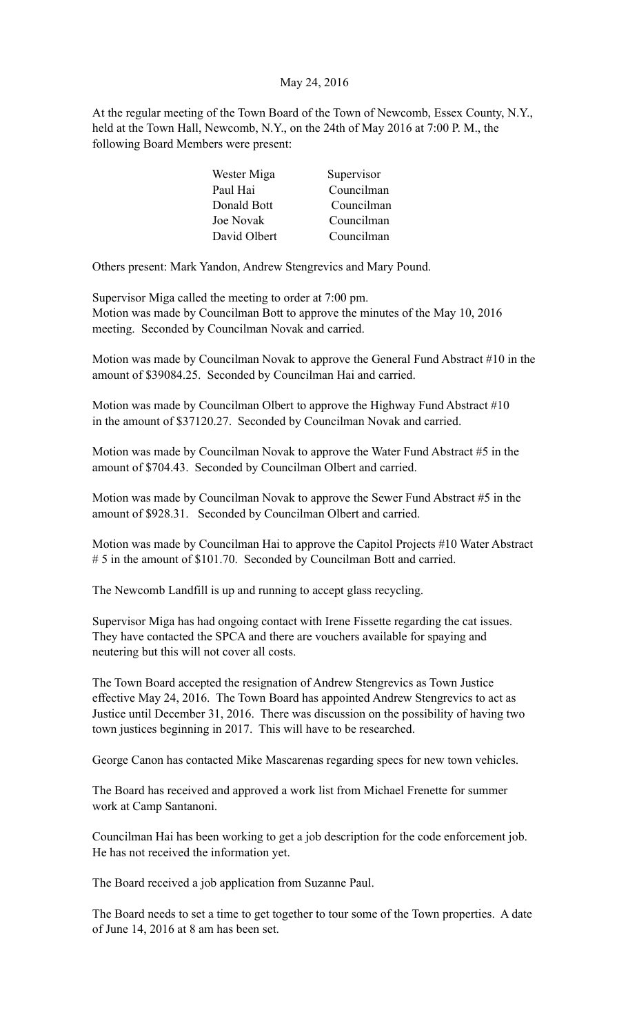May 24, 2016

At the regular meeting of the Town Board of the Town of Newcomb, Essex County, N.Y., held at the Town Hall, Newcomb, N.Y., on the 24th of May 2016 at 7:00 P. M., the following Board Members were present:

| | |
|---|---|
| Wester Miga | Supervisor |
| Paul Hai | Councilman |
| Donald Bott | Councilman |
| Joe Novak | Councilman |
| David Olbert | Councilman |

Others present: Mark Yandon, Andrew Stengrevics and Mary Pound.

Supervisor Miga called the meeting to order at 7:00 pm.
Motion was made by Councilman Bott to approve the minutes of the May 10, 2016 meeting. Seconded by Councilman Novak and carried.

Motion was made by Councilman Novak to approve the General Fund Abstract #10 in the amount of $39084.25. Seconded by Councilman Hai and carried.

Motion was made by Councilman Olbert to approve the Highway Fund Abstract #10 in the amount of $37120.27. Seconded by Councilman Novak and carried.

Motion was made by Councilman Novak to approve the Water Fund Abstract #5 in the amount of $704.43. Seconded by Councilman Olbert and carried.

Motion was made by Councilman Novak to approve the Sewer Fund Abstract #5 in the amount of $928.31. Seconded by Councilman Olbert and carried.

Motion was made by Councilman Hai to approve the Capitol Projects #10 Water Abstract # 5 in the amount of $101.70. Seconded by Councilman Bott and carried.

The Newcomb Landfill is up and running to accept glass recycling.

Supervisor Miga has had ongoing contact with Irene Fissette regarding the cat issues. They have contacted the SPCA and there are vouchers available for spaying and neutering but this will not cover all costs.

The Town Board accepted the resignation of Andrew Stengrevics as Town Justice effective May 24, 2016. The Town Board has appointed Andrew Stengrevics to act as Justice until December 31, 2016. There was discussion on the possibility of having two town justices beginning in 2017. This will have to be researched.

George Canon has contacted Mike Mascarenas regarding specs for new town vehicles.

The Board has received and approved a work list from Michael Frenette for summer work at Camp Santanoni.

Councilman Hai has been working to get a job description for the code enforcement job. He has not received the information yet.

The Board received a job application from Suzanne Paul.

The Board needs to set a time to get together to tour some of the Town properties. A date of June 14, 2016 at 8 am has been set.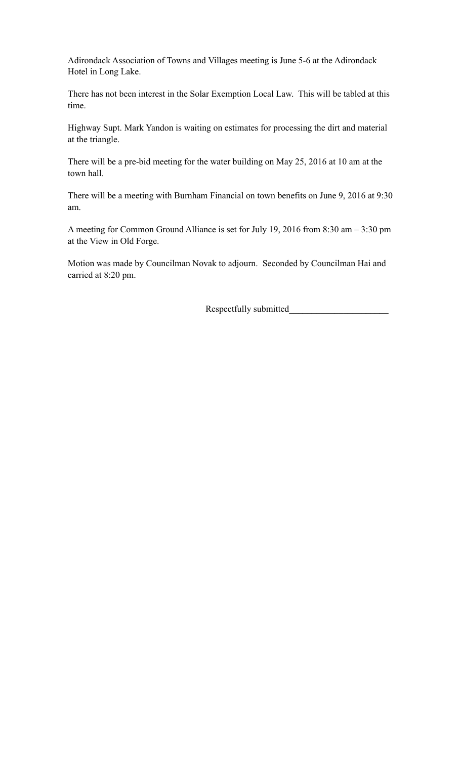Adirondack Association of Towns and Villages meeting is June 5-6 at the Adirondack Hotel in Long Lake.

There has not been interest in the Solar Exemption Local Law.  This will be tabled at this time.

Highway Supt. Mark Yandon is waiting on estimates for processing the dirt and material at the triangle.

There will be a pre-bid meeting for the water building on May 25, 2016 at 10 am at the town hall.

There will be a meeting with Burnham Financial on town benefits on June 9, 2016 at 9:30 am.

A meeting for Common Ground Alliance is set for July 19, 2016 from 8:30 am – 3:30 pm at the View in Old Forge.

Motion was made by Councilman Novak to adjourn.  Seconded by Councilman Hai and carried at 8:20 pm.

Respectfully submitted_____________________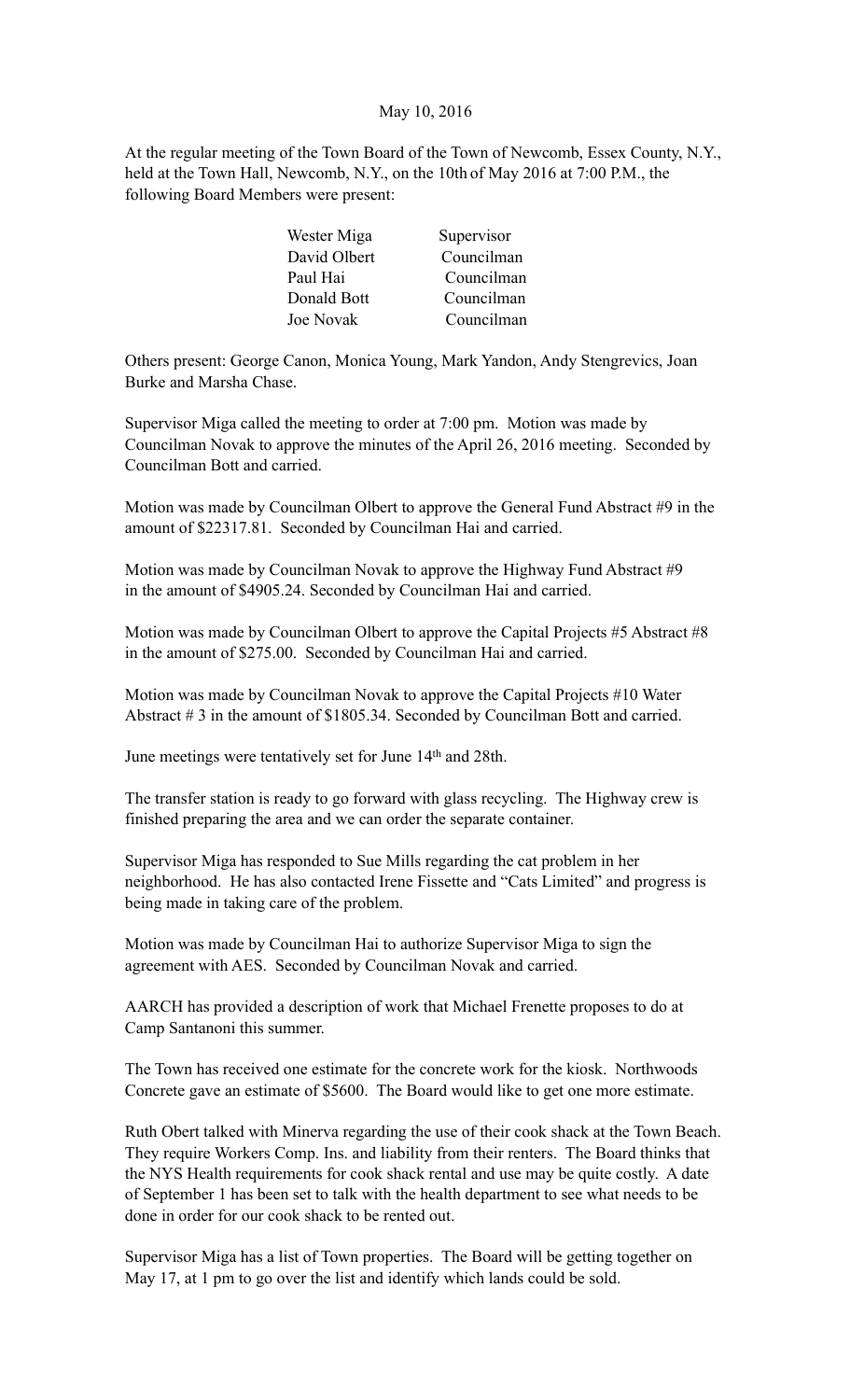May 10, 2016

At the regular meeting of the Town Board of the Town of Newcomb, Essex County, N.Y., held at the Town Hall, Newcomb, N.Y., on the 10th of May 2016 at 7:00 P.M., the following Board Members were present:

| | |
|---|---|
| Wester Miga | Supervisor |
| David Olbert | Councilman |
| Paul Hai | Councilman |
| Donald Bott | Councilman |
| Joe Novak | Councilman |

Others present: George Canon, Monica Young, Mark Yandon, Andy Stengrevics, Joan Burke and Marsha Chase.

Supervisor Miga called the meeting to order at 7:00 pm. Motion was made by Councilman Novak to approve the minutes of the April 26, 2016 meeting. Seconded by Councilman Bott and carried.

Motion was made by Councilman Olbert to approve the General Fund Abstract #9 in the amount of $22317.81. Seconded by Councilman Hai and carried.

Motion was made by Councilman Novak to approve the Highway Fund Abstract #9 in the amount of $4905.24. Seconded by Councilman Hai and carried.

Motion was made by Councilman Olbert to approve the Capital Projects #5 Abstract #8 in the amount of $275.00. Seconded by Councilman Hai and carried.

Motion was made by Councilman Novak to approve the Capital Projects #10 Water Abstract # 3 in the amount of $1805.34. Seconded by Councilman Bott and carried.

June meetings were tentatively set for June 14th and 28th.

The transfer station is ready to go forward with glass recycling. The Highway crew is finished preparing the area and we can order the separate container.

Supervisor Miga has responded to Sue Mills regarding the cat problem in her neighborhood. He has also contacted Irene Fissette and "Cats Limited" and progress is being made in taking care of the problem.

Motion was made by Councilman Hai to authorize Supervisor Miga to sign the agreement with AES. Seconded by Councilman Novak and carried.

AARCH has provided a description of work that Michael Frenette proposes to do at Camp Santanoni this summer.

The Town has received one estimate for the concrete work for the kiosk. Northwoods Concrete gave an estimate of $5600. The Board would like to get one more estimate.

Ruth Obert talked with Minerva regarding the use of their cook shack at the Town Beach. They require Workers Comp. Ins. and liability from their renters. The Board thinks that the NYS Health requirements for cook shack rental and use may be quite costly. A date of September 1 has been set to talk with the health department to see what needs to be done in order for our cook shack to be rented out.

Supervisor Miga has a list of Town properties. The Board will be getting together on May 17, at 1 pm to go over the list and identify which lands could be sold.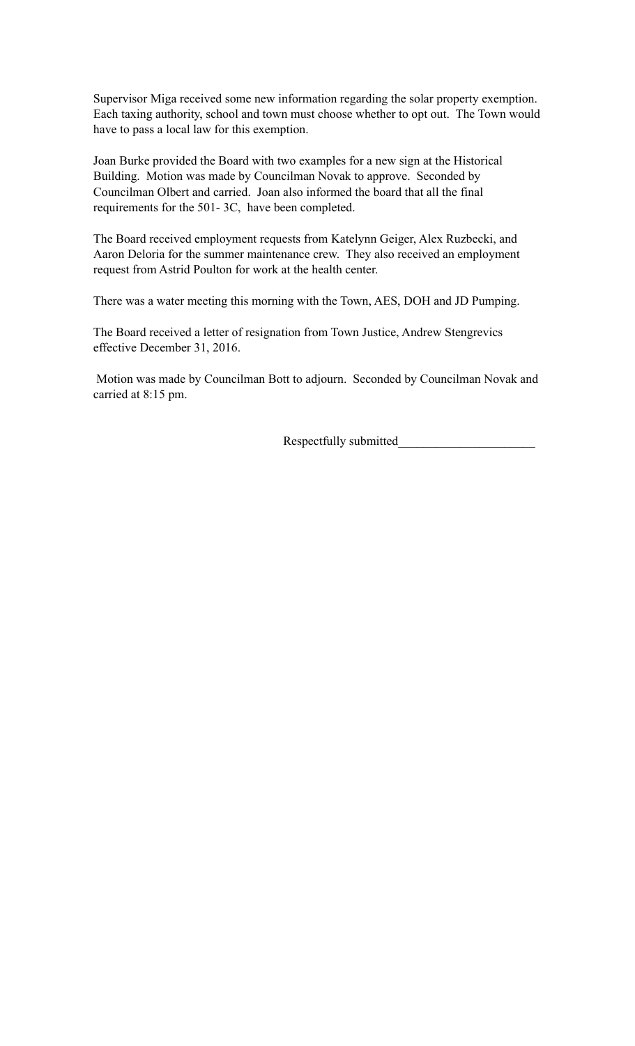Supervisor Miga received some new information regarding the solar property exemption. Each taxing authority, school and town must choose whether to opt out. The Town would have to pass a local law for this exemption.

Joan Burke provided the Board with two examples for a new sign at the Historical Building. Motion was made by Councilman Novak to approve. Seconded by Councilman Olbert and carried. Joan also informed the board that all the final requirements for the 501- 3C, have been completed.

The Board received employment requests from Katelynn Geiger, Alex Ruzbecki, and Aaron Deloria for the summer maintenance crew. They also received an employment request from Astrid Poulton for work at the health center.

There was a water meeting this morning with the Town, AES, DOH and JD Pumping.

The Board received a letter of resignation from Town Justice, Andrew Stengrevics effective December 31, 2016.

Motion was made by Councilman Bott to adjourn. Seconded by Councilman Novak and carried at 8:15 pm.

Respectfully submitted______________________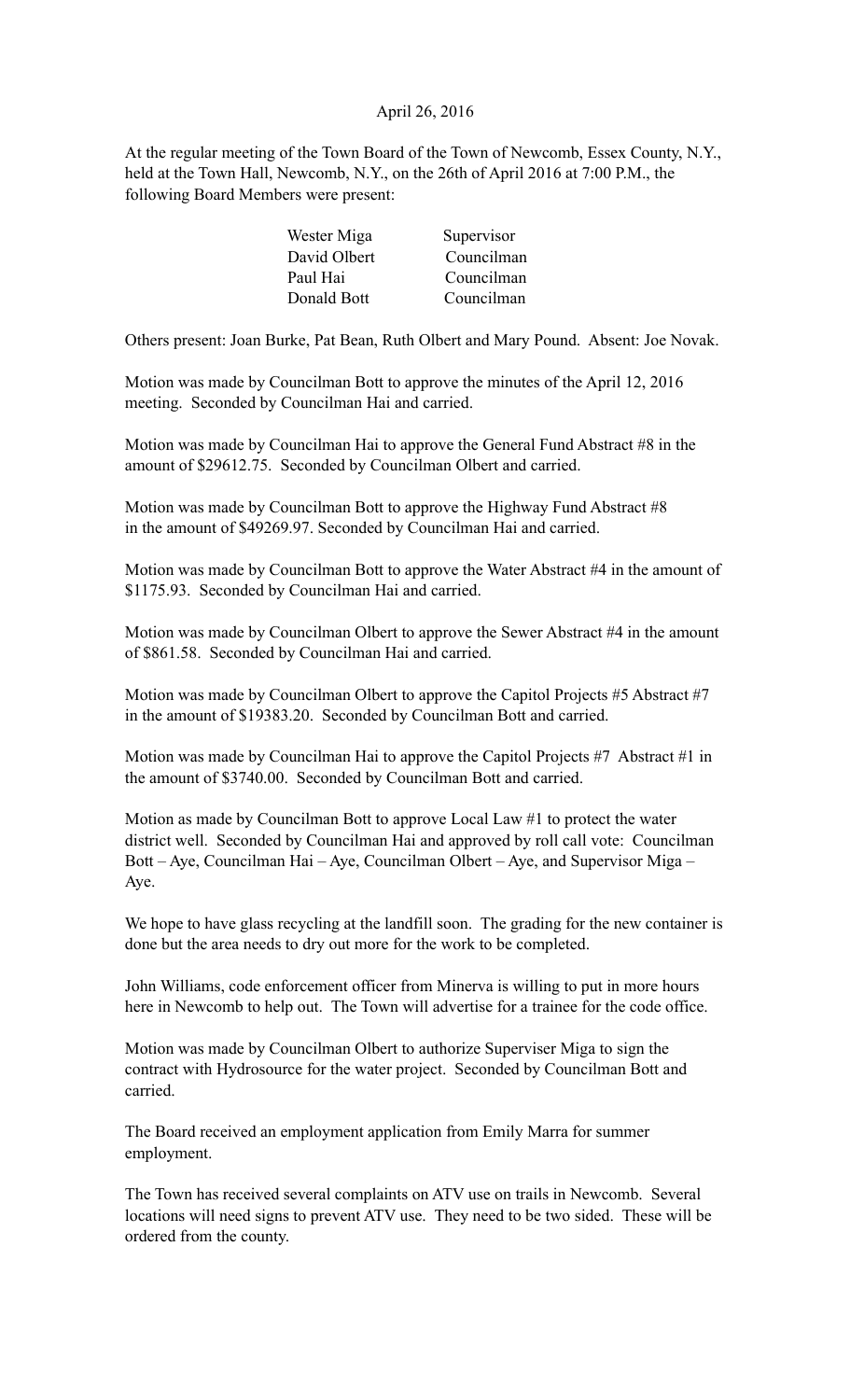April 26, 2016

At the regular meeting of the Town Board of the Town of Newcomb, Essex County, N.Y., held at the Town Hall, Newcomb, N.Y., on the 26th of April 2016 at 7:00 P.M., the following Board Members were present:

| | |
|---|---|
| Wester Miga | Supervisor |
| David Olbert | Councilman |
| Paul Hai | Councilman |
| Donald Bott | Councilman |

Others present: Joan Burke, Pat Bean, Ruth Olbert and Mary Pound. Absent: Joe Novak.

Motion was made by Councilman Bott to approve the minutes of the April 12, 2016 meeting. Seconded by Councilman Hai and carried.

Motion was made by Councilman Hai to approve the General Fund Abstract #8 in the amount of $29612.75. Seconded by Councilman Olbert and carried.

Motion was made by Councilman Bott to approve the Highway Fund Abstract #8 in the amount of $49269.97. Seconded by Councilman Hai and carried.

Motion was made by Councilman Bott to approve the Water Abstract #4 in the amount of $1175.93. Seconded by Councilman Hai and carried.

Motion was made by Councilman Olbert to approve the Sewer Abstract #4 in the amount of $861.58. Seconded by Councilman Hai and carried.

Motion was made by Councilman Olbert to approve the Capitol Projects #5 Abstract #7 in the amount of $19383.20. Seconded by Councilman Bott and carried.

Motion was made by Councilman Hai to approve the Capitol Projects #7 Abstract #1 in the amount of $3740.00. Seconded by Councilman Bott and carried.

Motion as made by Councilman Bott to approve Local Law #1 to protect the water district well. Seconded by Councilman Hai and approved by roll call vote: Councilman Bott – Aye, Councilman Hai – Aye, Councilman Olbert – Aye, and Supervisor Miga – Aye.

We hope to have glass recycling at the landfill soon. The grading for the new container is done but the area needs to dry out more for the work to be completed.

John Williams, code enforcement officer from Minerva is willing to put in more hours here in Newcomb to help out. The Town will advertise for a trainee for the code office.

Motion was made by Councilman Olbert to authorize Superviser Miga to sign the contract with Hydrosource for the water project. Seconded by Councilman Bott and carried.

The Board received an employment application from Emily Marra for summer employment.

The Town has received several complaints on ATV use on trails in Newcomb. Several locations will need signs to prevent ATV use. They need to be two sided. These will be ordered from the county.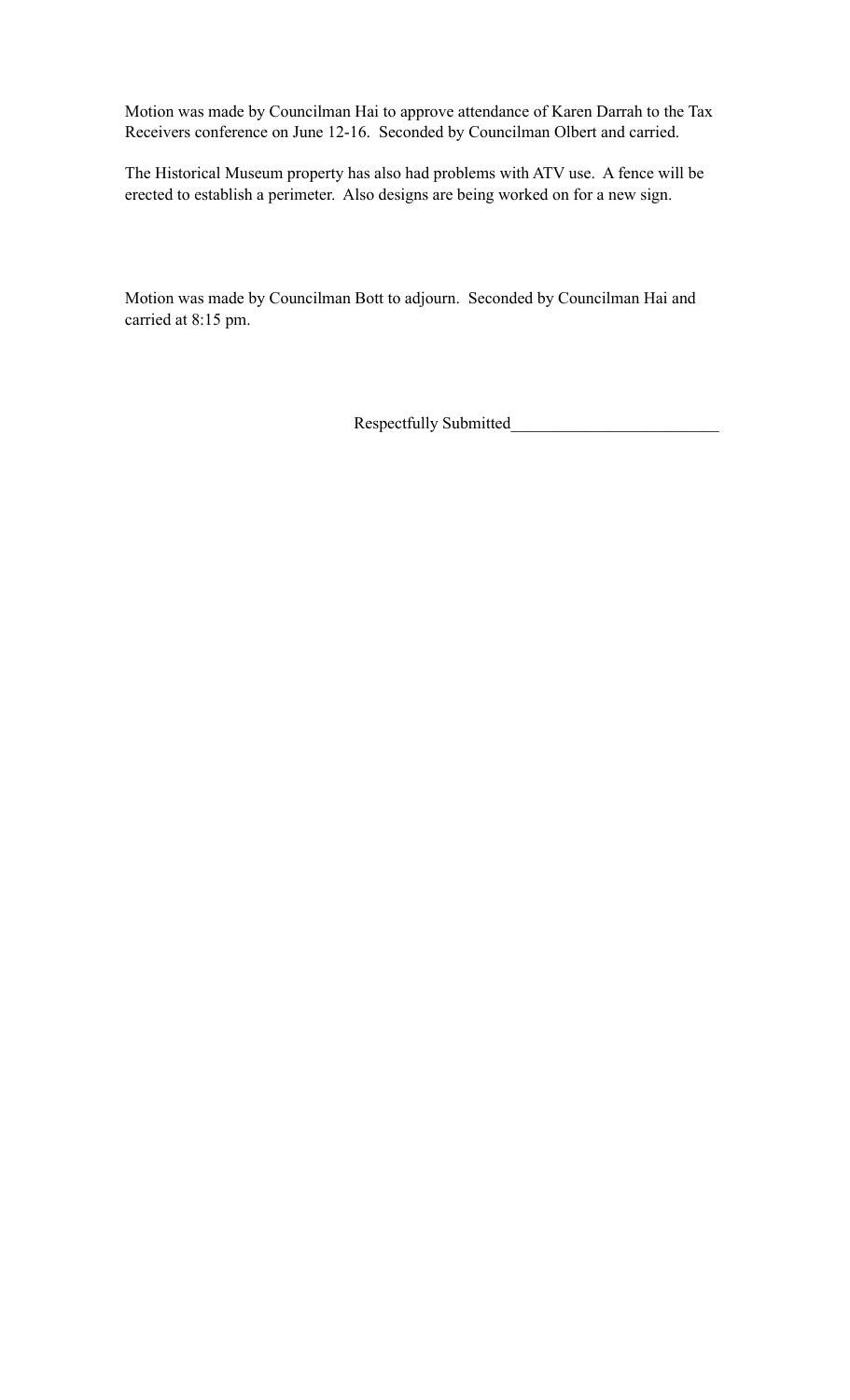Motion was made by Councilman Hai to approve attendance of Karen Darrah to the Tax Receivers conference on June 12-16. Seconded by Councilman Olbert and carried.

The Historical Museum property has also had problems with ATV use. A fence will be erected to establish a perimeter. Also designs are being worked on for a new sign.

Motion was made by Councilman Bott to adjourn. Seconded by Councilman Hai and carried at 8:15 pm.

Respectfully Submitted________________________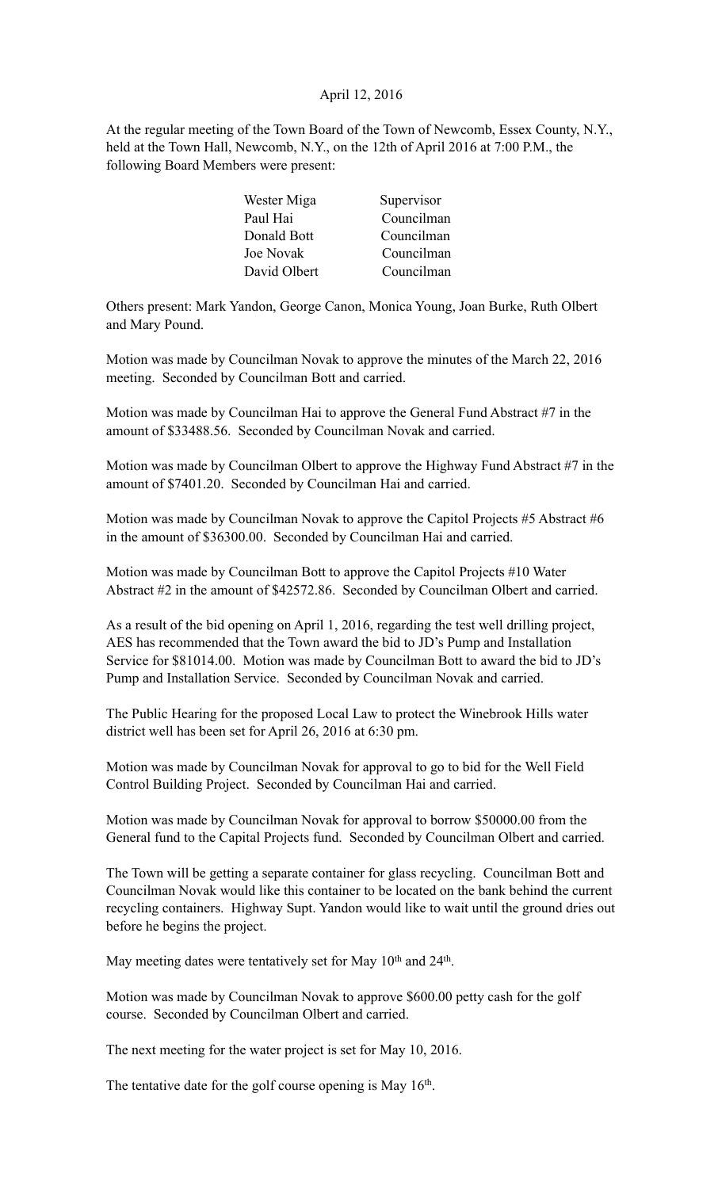April 12, 2016

At the regular meeting of the Town Board of the Town of Newcomb, Essex County, N.Y., held at the Town Hall, Newcomb, N.Y., on the 12th of April 2016 at 7:00 P.M., the following Board Members were present:

| | |
|---|---|
| Wester Miga | Supervisor |
| Paul Hai | Councilman |
| Donald Bott | Councilman |
| Joe Novak | Councilman |
| David Olbert | Councilman |

Others present: Mark Yandon, George Canon, Monica Young, Joan Burke, Ruth Olbert and Mary Pound.

Motion was made by Councilman Novak to approve the minutes of the March 22, 2016 meeting. Seconded by Councilman Bott and carried.

Motion was made by Councilman Hai to approve the General Fund Abstract #7 in the amount of $33488.56. Seconded by Councilman Novak and carried.

Motion was made by Councilman Olbert to approve the Highway Fund Abstract #7 in the amount of $7401.20. Seconded by Councilman Hai and carried.

Motion was made by Councilman Novak to approve the Capitol Projects #5 Abstract #6 in the amount of $36300.00. Seconded by Councilman Hai and carried.

Motion was made by Councilman Bott to approve the Capitol Projects #10 Water Abstract #2 in the amount of $42572.86. Seconded by Councilman Olbert and carried.

As a result of the bid opening on April 1, 2016, regarding the test well drilling project, AES has recommended that the Town award the bid to JD's Pump and Installation Service for $81014.00. Motion was made by Councilman Bott to award the bid to JD's Pump and Installation Service. Seconded by Councilman Novak and carried.

The Public Hearing for the proposed Local Law to protect the Winebrook Hills water district well has been set for April 26, 2016 at 6:30 pm.

Motion was made by Councilman Novak for approval to go to bid for the Well Field Control Building Project. Seconded by Councilman Hai and carried.

Motion was made by Councilman Novak for approval to borrow $50000.00 from the General fund to the Capital Projects fund. Seconded by Councilman Olbert and carried.

The Town will be getting a separate container for glass recycling. Councilman Bott and Councilman Novak would like this container to be located on the bank behind the current recycling containers. Highway Supt. Yandon would like to wait until the ground dries out before he begins the project.

May meeting dates were tentatively set for May 10th and 24th.

Motion was made by Councilman Novak to approve $600.00 petty cash for the golf course. Seconded by Councilman Olbert and carried.

The next meeting for the water project is set for May 10, 2016.

The tentative date for the golf course opening is May 16th.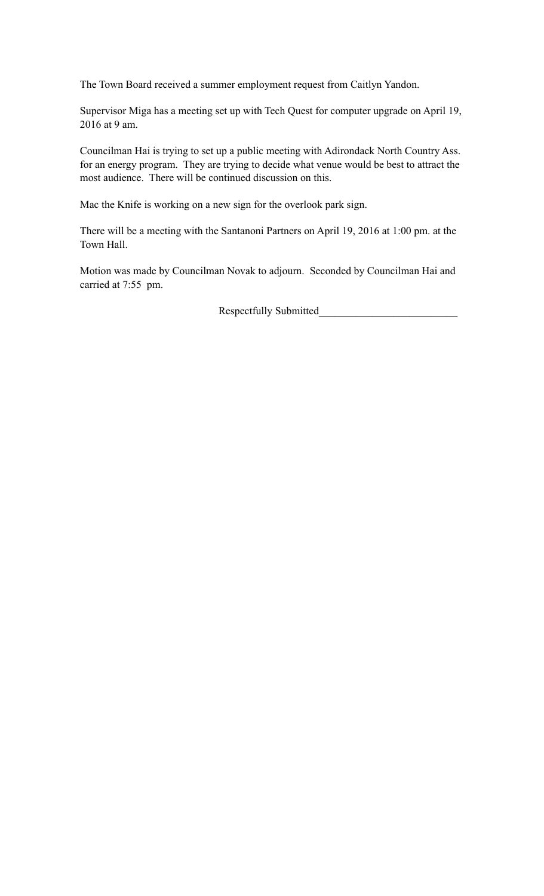The Town Board received a summer employment request from Caitlyn Yandon.

Supervisor Miga has a meeting set up with Tech Quest for computer upgrade on April 19, 2016 at 9 am.

Councilman Hai is trying to set up a public meeting with Adirondack North Country Ass. for an energy program. They are trying to decide what venue would be best to attract the most audience. There will be continued discussion on this.

Mac the Knife is working on a new sign for the overlook park sign.

There will be a meeting with the Santanoni Partners on April 19, 2016 at 1:00 pm. at the Town Hall.

Motion was made by Councilman Novak to adjourn. Seconded by Councilman Hai and carried at 7:55 pm.

Respectfully Submitted_________________________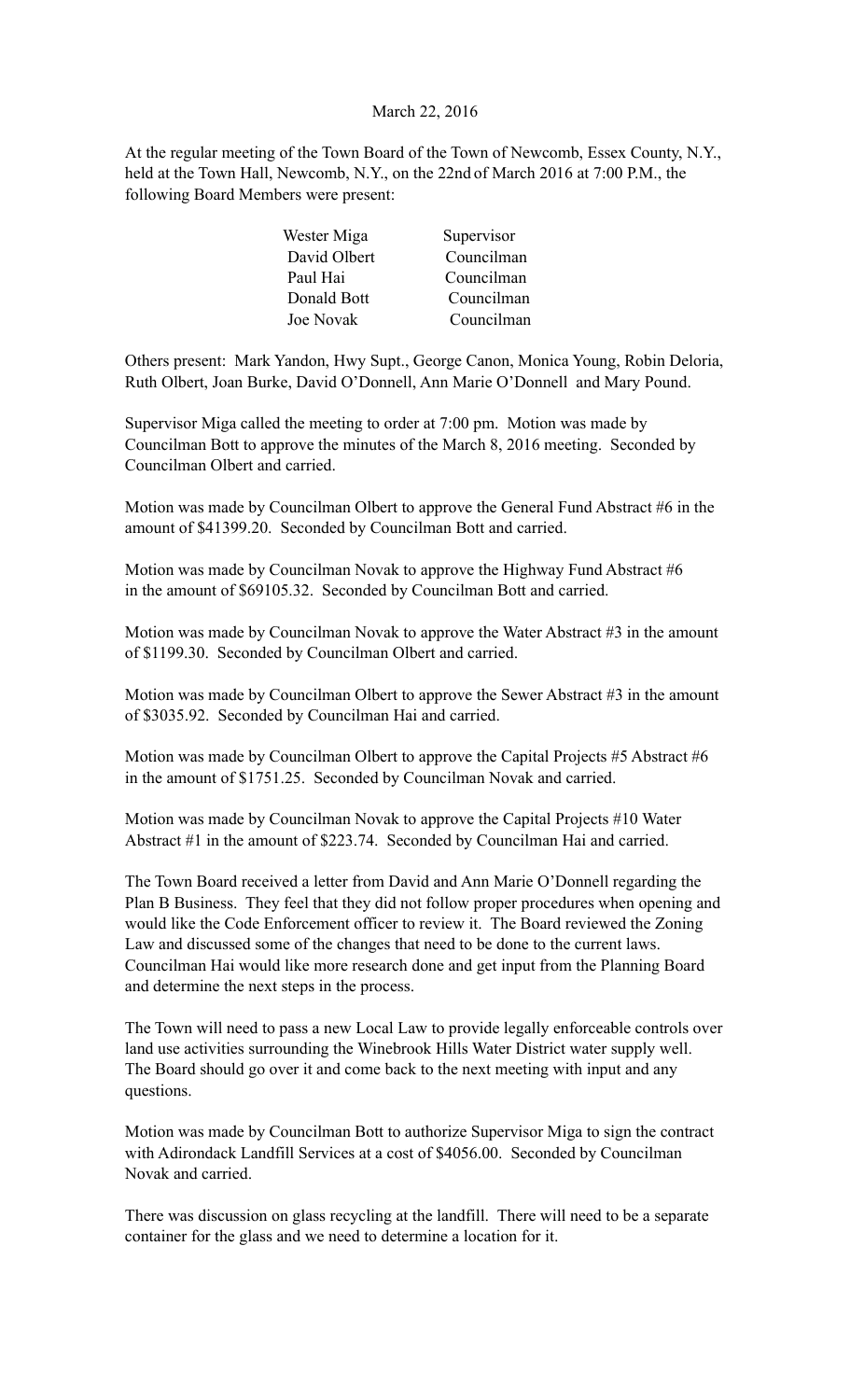March 22, 2016

At the regular meeting of the Town Board of the Town of Newcomb, Essex County, N.Y., held at the Town Hall, Newcomb, N.Y., on the 22nd of March 2016 at 7:00 P.M., the following Board Members were present:

| | |
|---|---|
| Wester Miga | Supervisor |
| David Olbert | Councilman |
| Paul Hai | Councilman |
| Donald Bott | Councilman |
| Joe Novak | Councilman |

Others present: Mark Yandon, Hwy Supt., George Canon, Monica Young, Robin Deloria, Ruth Olbert, Joan Burke, David O'Donnell, Ann Marie O'Donnell and Mary Pound.

Supervisor Miga called the meeting to order at 7:00 pm. Motion was made by Councilman Bott to approve the minutes of the March 8, 2016 meeting. Seconded by Councilman Olbert and carried.

Motion was made by Councilman Olbert to approve the General Fund Abstract #6 in the amount of $41399.20. Seconded by Councilman Bott and carried.

Motion was made by Councilman Novak to approve the Highway Fund Abstract #6 in the amount of $69105.32. Seconded by Councilman Bott and carried.

Motion was made by Councilman Novak to approve the Water Abstract #3 in the amount of $1199.30. Seconded by Councilman Olbert and carried.

Motion was made by Councilman Olbert to approve the Sewer Abstract #3 in the amount of $3035.92. Seconded by Councilman Hai and carried.

Motion was made by Councilman Olbert to approve the Capital Projects #5 Abstract #6 in the amount of $1751.25. Seconded by Councilman Novak and carried.

Motion was made by Councilman Novak to approve the Capital Projects #10 Water Abstract #1 in the amount of $223.74. Seconded by Councilman Hai and carried.

The Town Board received a letter from David and Ann Marie O'Donnell regarding the Plan B Business. They feel that they did not follow proper procedures when opening and would like the Code Enforcement officer to review it. The Board reviewed the Zoning Law and discussed some of the changes that need to be done to the current laws. Councilman Hai would like more research done and get input from the Planning Board and determine the next steps in the process.

The Town will need to pass a new Local Law to provide legally enforceable controls over land use activities surrounding the Winebrook Hills Water District water supply well. The Board should go over it and come back to the next meeting with input and any questions.

Motion was made by Councilman Bott to authorize Supervisor Miga to sign the contract with Adirondack Landfill Services at a cost of $4056.00. Seconded by Councilman Novak and carried.

There was discussion on glass recycling at the landfill. There will need to be a separate container for the glass and we need to determine a location for it.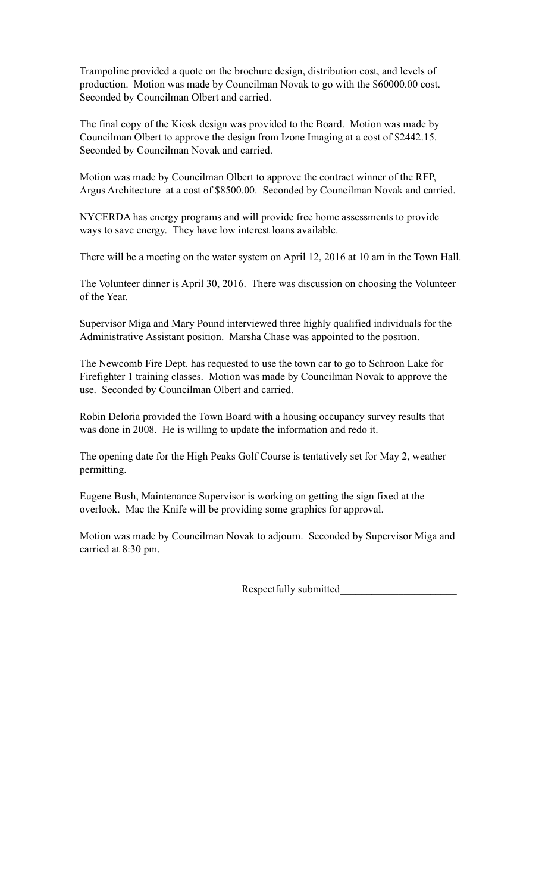Trampoline provided a quote on the brochure design, distribution cost, and levels of production. Motion was made by Councilman Novak to go with the $60000.00 cost. Seconded by Councilman Olbert and carried.

The final copy of the Kiosk design was provided to the Board. Motion was made by Councilman Olbert to approve the design from Izone Imaging at a cost of $2442.15. Seconded by Councilman Novak and carried.

Motion was made by Councilman Olbert to approve the contract winner of the RFP, Argus Architecture at a cost of $8500.00. Seconded by Councilman Novak and carried.

NYCERDA has energy programs and will provide free home assessments to provide ways to save energy. They have low interest loans available.

There will be a meeting on the water system on April 12, 2016 at 10 am in the Town Hall.

The Volunteer dinner is April 30, 2016. There was discussion on choosing the Volunteer of the Year.

Supervisor Miga and Mary Pound interviewed three highly qualified individuals for the Administrative Assistant position. Marsha Chase was appointed to the position.

The Newcomb Fire Dept. has requested to use the town car to go to Schroon Lake for Firefighter 1 training classes. Motion was made by Councilman Novak to approve the use. Seconded by Councilman Olbert and carried.

Robin Deloria provided the Town Board with a housing occupancy survey results that was done in 2008. He is willing to update the information and redo it.

The opening date for the High Peaks Golf Course is tentatively set for May 2, weather permitting.

Eugene Bush, Maintenance Supervisor is working on getting the sign fixed at the overlook. Mac the Knife will be providing some graphics for approval.

Motion was made by Councilman Novak to adjourn. Seconded by Supervisor Miga and carried at 8:30 pm.

Respectfully submitted______________________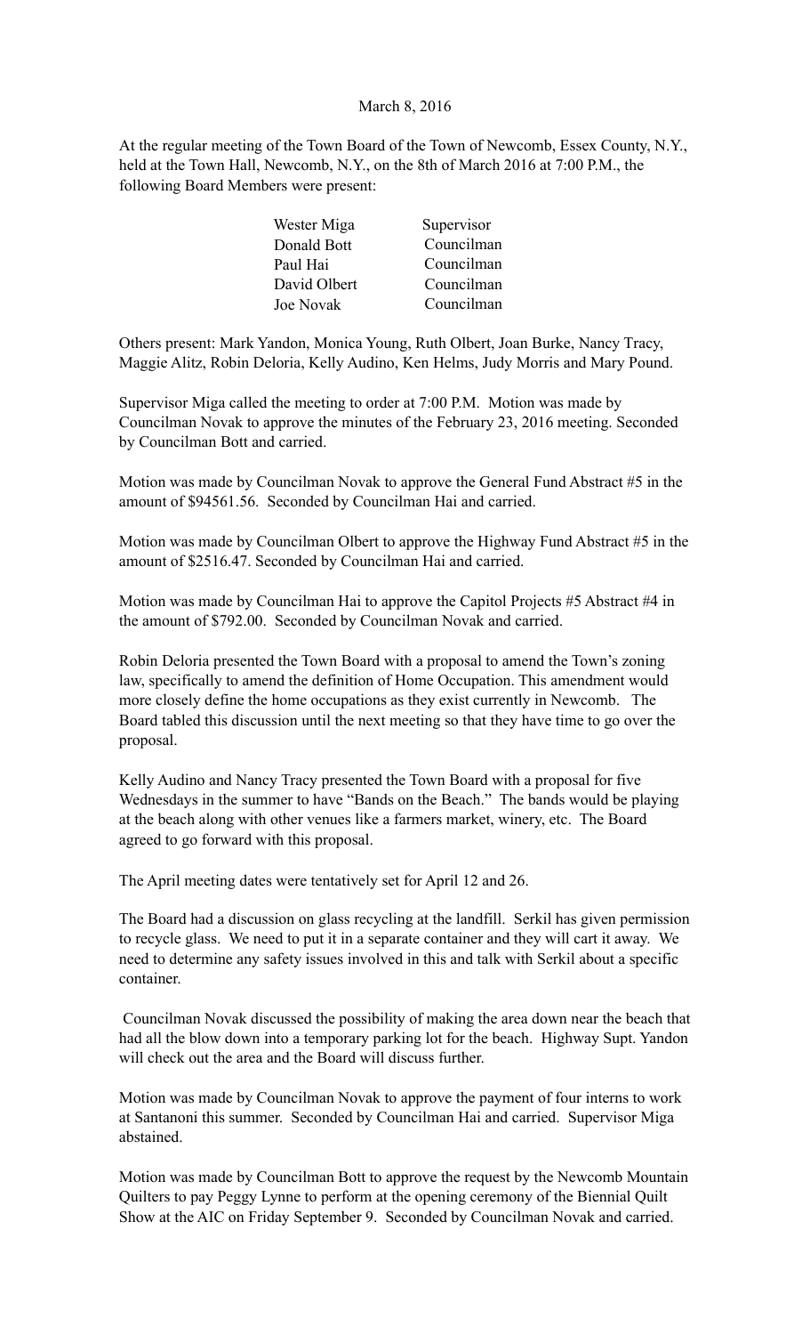March 8, 2016

At the regular meeting of the Town Board of the Town of Newcomb, Essex County, N.Y., held at the Town Hall, Newcomb, N.Y., on the 8th of March 2016 at 7:00 P.M., the following Board Members were present:

| | |
|---|---|
| Wester Miga | Supervisor |
| Donald Bott | Councilman |
| Paul Hai | Councilman |
| David Olbert | Councilman |
| Joe Novak | Councilman |

Others present: Mark Yandon, Monica Young, Ruth Olbert, Joan Burke, Nancy Tracy, Maggie Alitz, Robin Deloria, Kelly Audino, Ken Helms, Judy Morris and Mary Pound.

Supervisor Miga called the meeting to order at 7:00 P.M. Motion was made by Councilman Novak to approve the minutes of the February 23, 2016 meeting. Seconded by Councilman Bott and carried.

Motion was made by Councilman Novak to approve the General Fund Abstract #5 in the amount of $94561.56. Seconded by Councilman Hai and carried.

Motion was made by Councilman Olbert to approve the Highway Fund Abstract #5 in the amount of $2516.47. Seconded by Councilman Hai and carried.

Motion was made by Councilman Hai to approve the Capitol Projects #5 Abstract #4 in the amount of $792.00. Seconded by Councilman Novak and carried.

Robin Deloria presented the Town Board with a proposal to amend the Town's zoning law, specifically to amend the definition of Home Occupation. This amendment would more closely define the home occupations as they exist currently in Newcomb. The Board tabled this discussion until the next meeting so that they have time to go over the proposal.

Kelly Audino and Nancy Tracy presented the Town Board with a proposal for five Wednesdays in the summer to have "Bands on the Beach." The bands would be playing at the beach along with other venues like a farmers market, winery, etc. The Board agreed to go forward with this proposal.

The April meeting dates were tentatively set for April 12 and 26.

The Board had a discussion on glass recycling at the landfill. Serkil has given permission to recycle glass. We need to put it in a separate container and they will cart it away. We need to determine any safety issues involved in this and talk with Serkil about a specific container.

Councilman Novak discussed the possibility of making the area down near the beach that had all the blow down into a temporary parking lot for the beach. Highway Supt. Yandon will check out the area and the Board will discuss further.

Motion was made by Councilman Novak to approve the payment of four interns to work at Santanoni this summer. Seconded by Councilman Hai and carried. Supervisor Miga abstained.

Motion was made by Councilman Bott to approve the request by the Newcomb Mountain Quilters to pay Peggy Lynne to perform at the opening ceremony of the Biennial Quilt Show at the AIC on Friday September 9. Seconded by Councilman Novak and carried.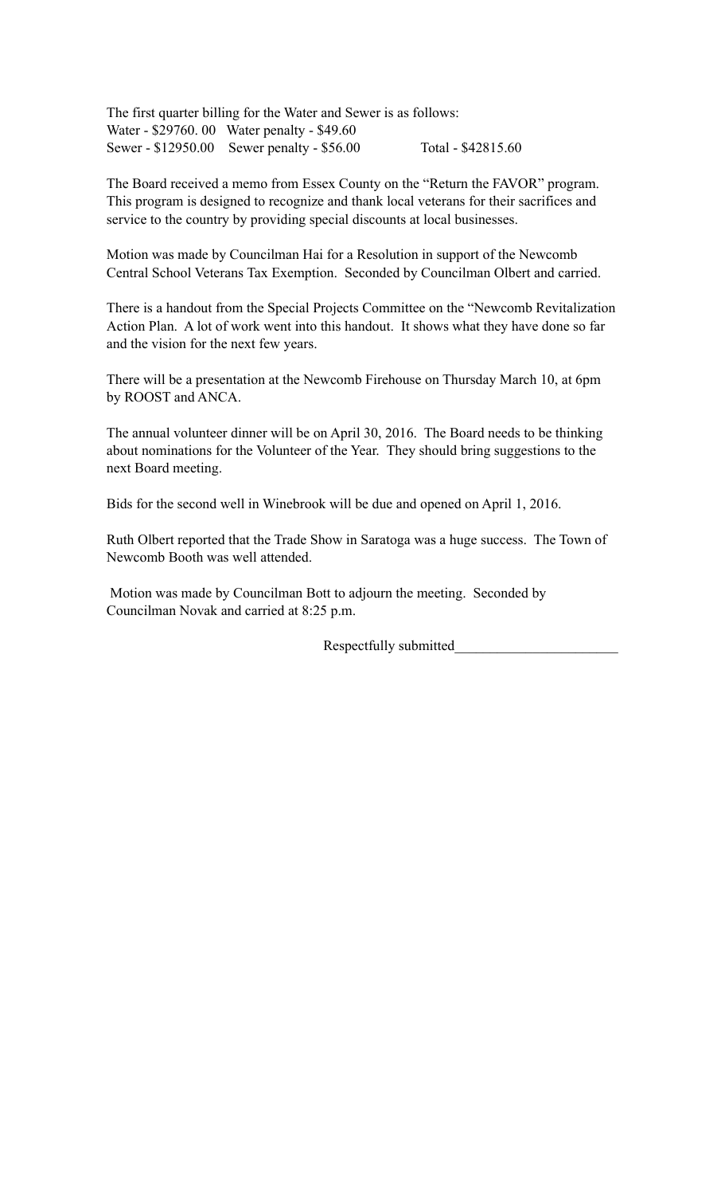The first quarter billing for the Water and Sewer is as follows:
Water - $29760. 00   Water penalty - $49.60
Sewer - $12950.00   Sewer penalty - $56.00   Total - $42815.60

The Board received a memo from Essex County on the "Return the FAVOR" program. This program is designed to recognize and thank local veterans for their sacrifices and service to the country by providing special discounts at local businesses.

Motion was made by Councilman Hai for a Resolution in support of the Newcomb Central School Veterans Tax Exemption. Seconded by Councilman Olbert and carried.

There is a handout from the Special Projects Committee on the "Newcomb Revitalization Action Plan. A lot of work went into this handout. It shows what they have done so far and the vision for the next few years.

There will be a presentation at the Newcomb Firehouse on Thursday March 10, at 6pm by ROOST and ANCA.

The annual volunteer dinner will be on April 30, 2016. The Board needs to be thinking about nominations for the Volunteer of the Year. They should bring suggestions to the next Board meeting.

Bids for the second well in Winebrook will be due and opened on April 1, 2016.

Ruth Olbert reported that the Trade Show in Saratoga was a huge success. The Town of Newcomb Booth was well attended.

Motion was made by Councilman Bott to adjourn the meeting. Seconded by Councilman Novak and carried at 8:25 p.m.

Respectfully submitted______________________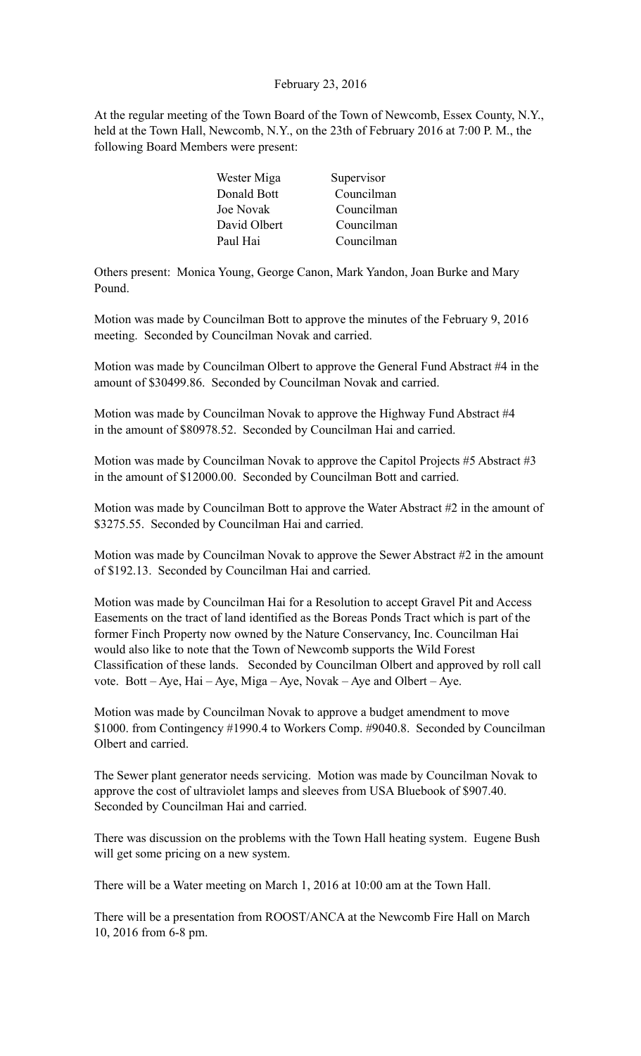February 23, 2016

At the regular meeting of the Town Board of the Town of Newcomb, Essex County, N.Y., held at the Town Hall, Newcomb, N.Y., on the 23th of February 2016 at 7:00 P. M., the following Board Members were present:

| | |
|---|---|
| Wester Miga | Supervisor |
| Donald Bott | Councilman |
| Joe Novak | Councilman |
| David Olbert | Councilman |
| Paul Hai | Councilman |

Others present: Monica Young, George Canon, Mark Yandon, Joan Burke and Mary Pound.

Motion was made by Councilman Bott to approve the minutes of the February 9, 2016 meeting. Seconded by Councilman Novak and carried.

Motion was made by Councilman Olbert to approve the General Fund Abstract #4 in the amount of $30499.86. Seconded by Councilman Novak and carried.

Motion was made by Councilman Novak to approve the Highway Fund Abstract #4 in the amount of $80978.52. Seconded by Councilman Hai and carried.

Motion was made by Councilman Novak to approve the Capitol Projects #5 Abstract #3 in the amount of $12000.00. Seconded by Councilman Bott and carried.

Motion was made by Councilman Bott to approve the Water Abstract #2 in the amount of $3275.55. Seconded by Councilman Hai and carried.

Motion was made by Councilman Novak to approve the Sewer Abstract #2 in the amount of $192.13. Seconded by Councilman Hai and carried.

Motion was made by Councilman Hai for a Resolution to accept Gravel Pit and Access Easements on the tract of land identified as the Boreas Ponds Tract which is part of the former Finch Property now owned by the Nature Conservancy, Inc. Councilman Hai would also like to note that the Town of Newcomb supports the Wild Forest Classification of these lands. Seconded by Councilman Olbert and approved by roll call vote. Bott – Aye, Hai – Aye, Miga – Aye, Novak – Aye and Olbert – Aye.

Motion was made by Councilman Novak to approve a budget amendment to move $1000. from Contingency #1990.4 to Workers Comp. #9040.8. Seconded by Councilman Olbert and carried.

The Sewer plant generator needs servicing. Motion was made by Councilman Novak to approve the cost of ultraviolet lamps and sleeves from USA Bluebook of $907.40. Seconded by Councilman Hai and carried.

There was discussion on the problems with the Town Hall heating system. Eugene Bush will get some pricing on a new system.

There will be a Water meeting on March 1, 2016 at 10:00 am at the Town Hall.

There will be a presentation from ROOST/ANCA at the Newcomb Fire Hall on March 10, 2016 from 6-8 pm.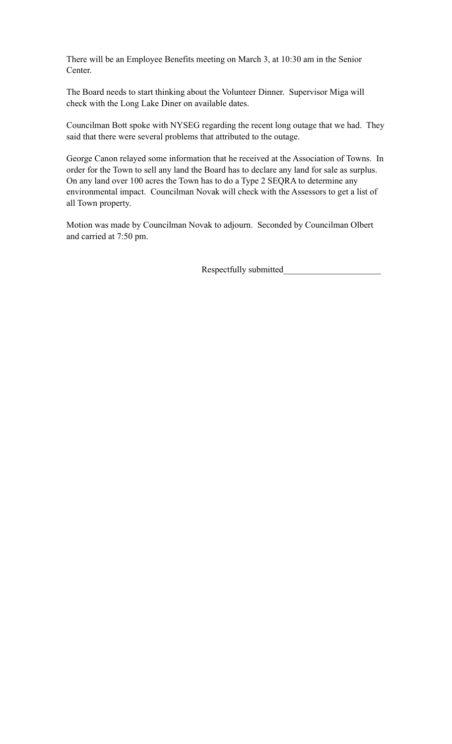There will be an Employee Benefits meeting on March 3, at 10:30 am in the Senior Center.

The Board needs to start thinking about the Volunteer Dinner. Supervisor Miga will check with the Long Lake Diner on available dates.

Councilman Bott spoke with NYSEG regarding the recent long outage that we had. They said that there were several problems that attributed to the outage.

George Canon relayed some information that he received at the Association of Towns. In order for the Town to sell any land the Board has to declare any land for sale as surplus. On any land over 100 acres the Town has to do a Type 2 SEQRA to determine any environmental impact. Councilman Novak will check with the Assessors to get a list of all Town property.

Motion was made by Councilman Novak to adjourn. Seconded by Councilman Olbert and carried at 7:50 pm.

Respectfully submitted______________________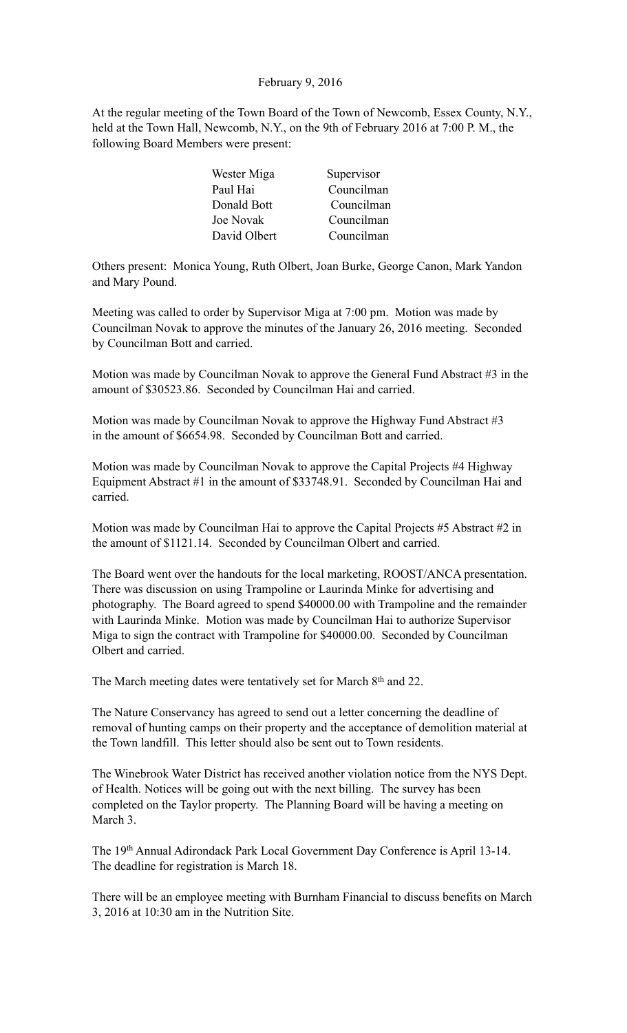February 9, 2016

At the regular meeting of the Town Board of the Town of Newcomb, Essex County, N.Y., held at the Town Hall, Newcomb, N.Y., on the 9th of February 2016 at 7:00 P. M., the following Board Members were present:

| | |
|---|---|
| Wester Miga | Supervisor |
| Paul Hai | Councilman |
| Donald Bott | Councilman |
| Joe Novak | Councilman |
| David Olbert | Councilman |

Others present: Monica Young, Ruth Olbert, Joan Burke, George Canon, Mark Yandon and Mary Pound.

Meeting was called to order by Supervisor Miga at 7:00 pm. Motion was made by Councilman Novak to approve the minutes of the January 26, 2016 meeting. Seconded by Councilman Bott and carried.

Motion was made by Councilman Novak to approve the General Fund Abstract #3 in the amount of $30523.86. Seconded by Councilman Hai and carried.

Motion was made by Councilman Novak to approve the Highway Fund Abstract #3 in the amount of $6654.98. Seconded by Councilman Bott and carried.

Motion was made by Councilman Novak to approve the Capital Projects #4 Highway Equipment Abstract #1 in the amount of $33748.91. Seconded by Councilman Hai and carried.

Motion was made by Councilman Hai to approve the Capital Projects #5 Abstract #2 in the amount of $1121.14. Seconded by Councilman Olbert and carried.

The Board went over the handouts for the local marketing, ROOST/ANCA presentation. There was discussion on using Trampoline or Laurinda Minke for advertising and photography. The Board agreed to spend $40000.00 with Trampoline and the remainder with Laurinda Minke. Motion was made by Councilman Hai to authorize Supervisor Miga to sign the contract with Trampoline for $40000.00. Seconded by Councilman Olbert and carried.

The March meeting dates were tentatively set for March 8th and 22.

The Nature Conservancy has agreed to send out a letter concerning the deadline of removal of hunting camps on their property and the acceptance of demolition material at the Town landfill. This letter should also be sent out to Town residents.

The Winebrook Water District has received another violation notice from the NYS Dept. of Health. Notices will be going out with the next billing. The survey has been completed on the Taylor property. The Planning Board will be having a meeting on March 3.

The 19th Annual Adirondack Park Local Government Day Conference is April 13-14. The deadline for registration is March 18.

There will be an employee meeting with Burnham Financial to discuss benefits on March 3, 2016 at 10:30 am in the Nutrition Site.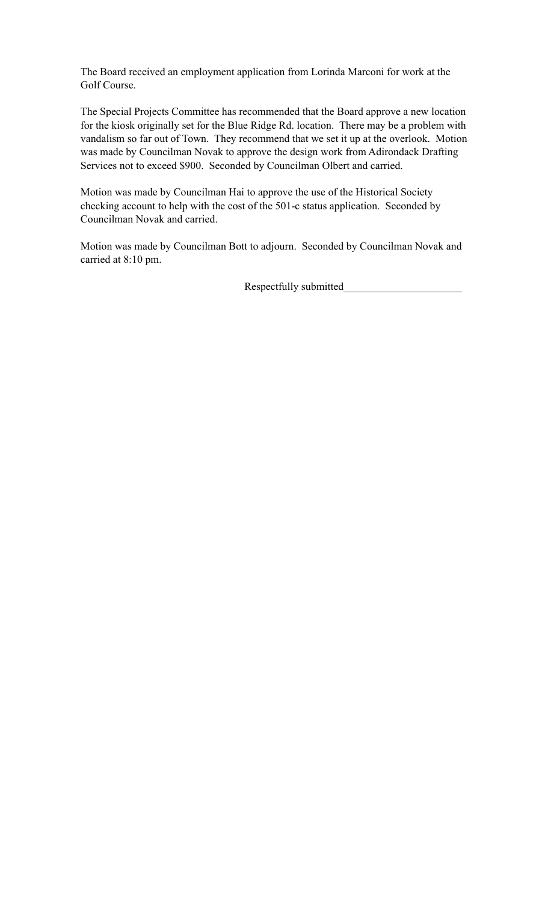The Board received an employment application from Lorinda Marconi for work at the Golf Course.

The Special Projects Committee has recommended that the Board approve a new location for the kiosk originally set for the Blue Ridge Rd. location. There may be a problem with vandalism so far out of Town. They recommend that we set it up at the overlook. Motion was made by Councilman Novak to approve the design work from Adirondack Drafting Services not to exceed $900. Seconded by Councilman Olbert and carried.

Motion was made by Councilman Hai to approve the use of the Historical Society checking account to help with the cost of the 501-c status application. Seconded by Councilman Novak and carried.

Motion was made by Councilman Bott to adjourn. Seconded by Councilman Novak and carried at 8:10 pm.

Respectfully submitted______________________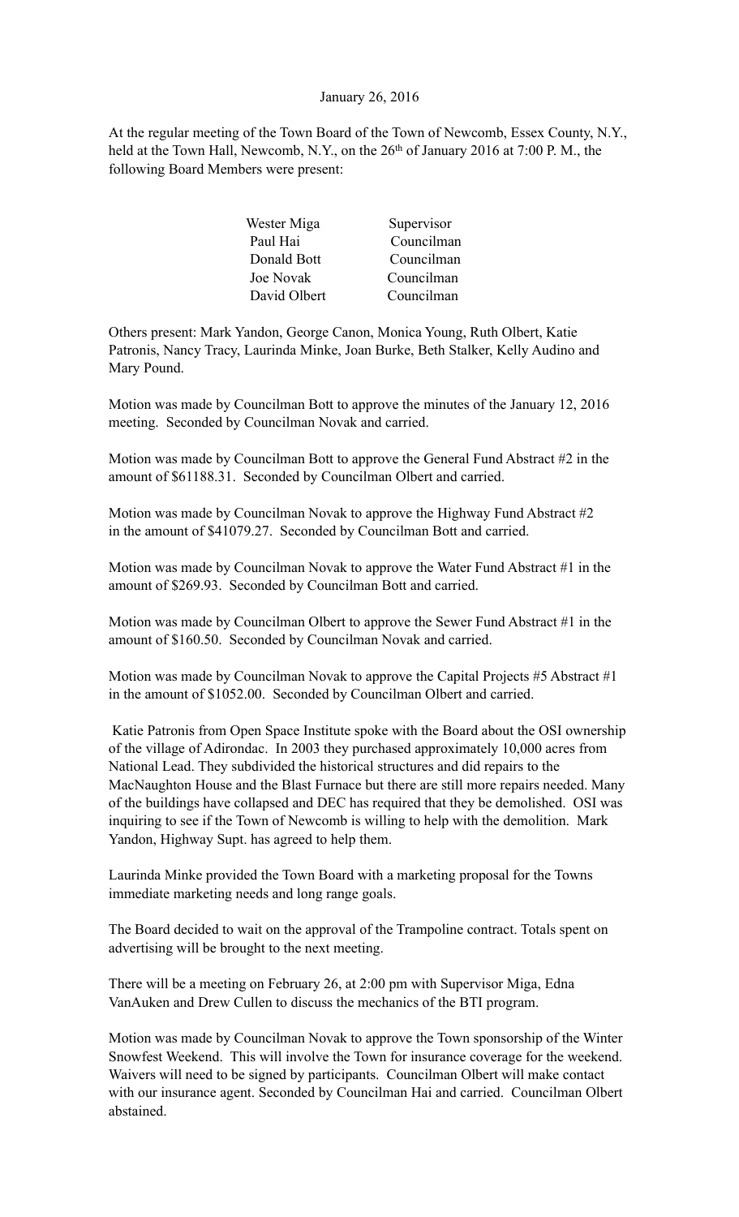January 26, 2016

At the regular meeting of the Town Board of the Town of Newcomb, Essex County, N.Y., held at the Town Hall, Newcomb, N.Y., on the 26th of January 2016 at 7:00 P. M., the following Board Members were present:

| | |
|---|---|
| Wester Miga | Supervisor |
| Paul Hai | Councilman |
| Donald Bott | Councilman |
| Joe Novak | Councilman |
| David Olbert | Councilman |

Others present: Mark Yandon, George Canon, Monica Young, Ruth Olbert, Katie Patronis, Nancy Tracy, Laurinda Minke, Joan Burke, Beth Stalker, Kelly Audino and Mary Pound.

Motion was made by Councilman Bott to approve the minutes of the January 12, 2016 meeting. Seconded by Councilman Novak and carried.

Motion was made by Councilman Bott to approve the General Fund Abstract #2 in the amount of $61188.31. Seconded by Councilman Olbert and carried.

Motion was made by Councilman Novak to approve the Highway Fund Abstract #2 in the amount of $41079.27. Seconded by Councilman Bott and carried.

Motion was made by Councilman Novak to approve the Water Fund Abstract #1 in the amount of $269.93. Seconded by Councilman Bott and carried.

Motion was made by Councilman Olbert to approve the Sewer Fund Abstract #1 in the amount of $160.50. Seconded by Councilman Novak and carried.

Motion was made by Councilman Novak to approve the Capital Projects #5 Abstract #1 in the amount of $1052.00. Seconded by Councilman Olbert and carried.

Katie Patronis from Open Space Institute spoke with the Board about the OSI ownership of the village of Adirondac. In 2003 they purchased approximately 10,000 acres from National Lead. They subdivided the historical structures and did repairs to the MacNaughton House and the Blast Furnace but there are still more repairs needed. Many of the buildings have collapsed and DEC has required that they be demolished. OSI was inquiring to see if the Town of Newcomb is willing to help with the demolition. Mark Yandon, Highway Supt. has agreed to help them.

Laurinda Minke provided the Town Board with a marketing proposal for the Towns immediate marketing needs and long range goals.

The Board decided to wait on the approval of the Trampoline contract. Totals spent on advertising will be brought to the next meeting.

There will be a meeting on February 26, at 2:00 pm with Supervisor Miga, Edna VanAuken and Drew Cullen to discuss the mechanics of the BTI program.

Motion was made by Councilman Novak to approve the Town sponsorship of the Winter Snowfest Weekend. This will involve the Town for insurance coverage for the weekend. Waivers will need to be signed by participants. Councilman Olbert will make contact with our insurance agent. Seconded by Councilman Hai and carried. Councilman Olbert abstained.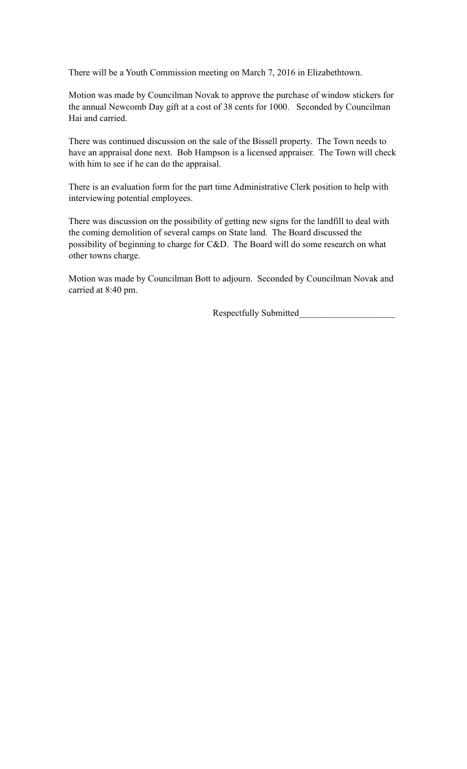There will be a Youth Commission meeting on March 7, 2016 in Elizabethtown.

Motion was made by Councilman Novak to approve the purchase of window stickers for the annual Newcomb Day gift at a cost of 38 cents for 1000. Seconded by Councilman Hai and carried.

There was continued discussion on the sale of the Bissell property. The Town needs to have an appraisal done next. Bob Hampson is a licensed appraiser. The Town will check with him to see if he can do the appraisal.

There is an evaluation form for the part time Administrative Clerk position to help with interviewing potential employees.

There was discussion on the possibility of getting new signs for the landfill to deal with the coming demolition of several camps on State land. The Board discussed the possibility of beginning to charge for C&D. The Board will do some research on what other towns charge.

Motion was made by Councilman Bott to adjourn. Seconded by Councilman Novak and carried at 8:40 pm.

Respectfully Submitted_____________________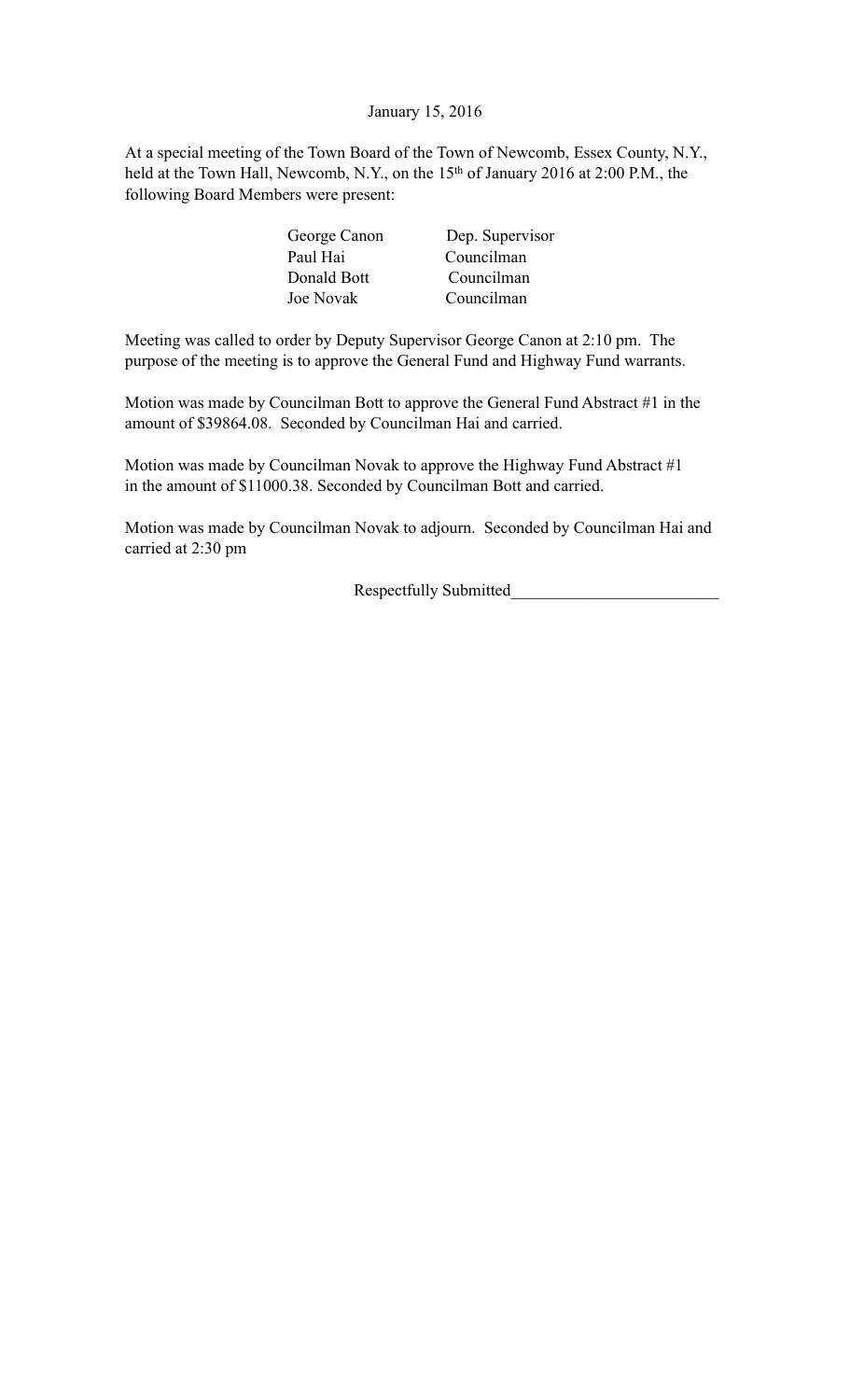January 15, 2016

At a special meeting of the Town Board of the Town of Newcomb, Essex County, N.Y., held at the Town Hall, Newcomb, N.Y., on the 15th of January 2016 at 2:00 P.M., the following Board Members were present:

| | |
|---|---|
| George Canon | Dep. Supervisor |
| Paul Hai | Councilman |
| Donald Bott | Councilman |
| Joe Novak | Councilman |

Meeting was called to order by Deputy Supervisor George Canon at 2:10 pm. The purpose of the meeting is to approve the General Fund and Highway Fund warrants.

Motion was made by Councilman Bott to approve the General Fund Abstract #1 in the amount of $39864.08. Seconded by Councilman Hai and carried.

Motion was made by Councilman Novak to approve the Highway Fund Abstract #1 in the amount of $11000.38. Seconded by Councilman Bott and carried.

Motion was made by Councilman Novak to adjourn. Seconded by Councilman Hai and carried at 2:30 pm

Respectfully Submitted_________________________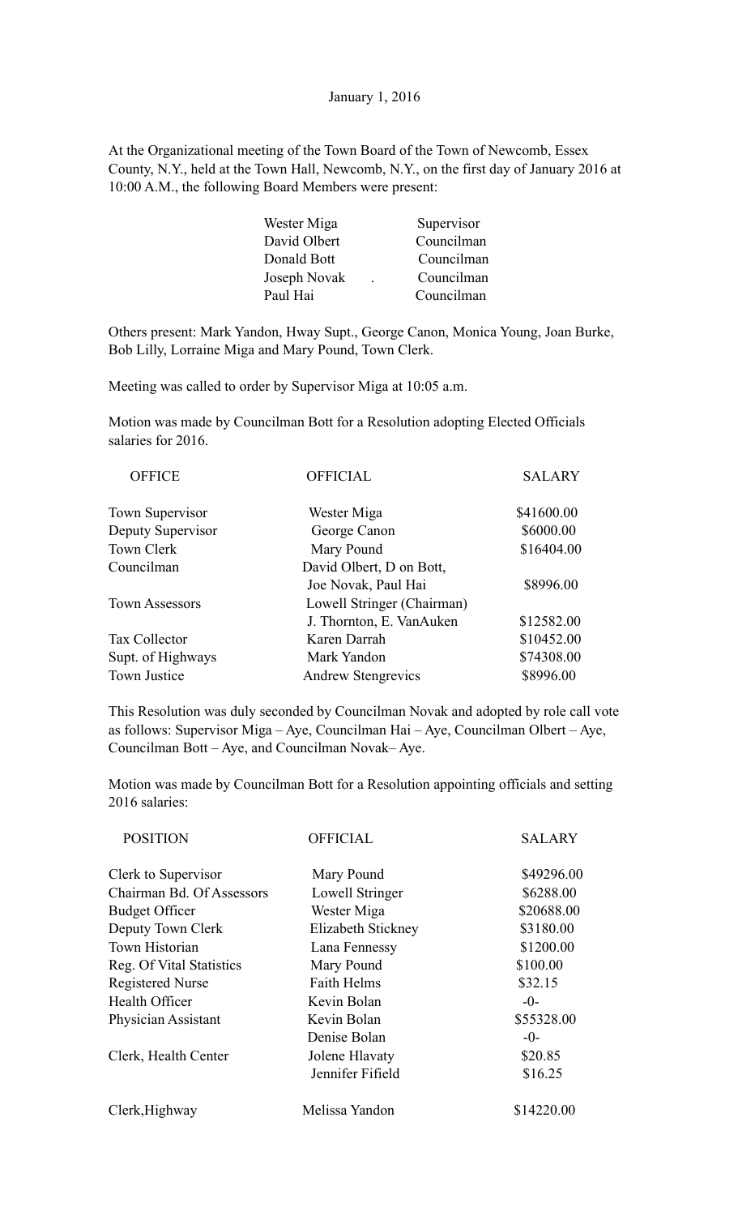January 1, 2016

At the Organizational meeting of the Town Board of the Town of Newcomb, Essex County, N.Y., held at the Town Hall, Newcomb, N.Y., on the first day of January 2016 at 10:00 A.M., the following Board Members were present:

| | |
|---|---|
| Wester Miga | Supervisor |
| David Olbert | Councilman |
| Donald Bott | Councilman |
| Joseph Novak . | Councilman |
| Paul Hai | Councilman |

Others present: Mark Yandon, Hway Supt., George Canon, Monica Young, Joan Burke, Bob Lilly, Lorraine Miga and Mary Pound, Town Clerk.

Meeting was called to order by Supervisor Miga at 10:05 a.m.

Motion was made by Councilman Bott for a Resolution adopting Elected Officials salaries for 2016.

| OFFICE | OFFICIAL | SALARY |
|---|---|---|
| Town Supervisor | Wester Miga | \$41600.00 |
| Deputy Supervisor | George Canon | \$6000.00 |
| Town Clerk | Mary Pound | \$16404.00 |
| Councilman | David Olbert, D on Bott, Joe Novak, Paul Hai | \$8996.00 |
| Town Assessors | Lowell Stringer (Chairman) J. Thornton, E. VanAuken | \$12582.00 |
| Tax Collector | Karen Darrah | \$10452.00 |
| Supt. of Highways | Mark Yandon | \$74308.00 |
| Town Justice | Andrew Stengrevics | \$8996.00 |

This Resolution was duly seconded by Councilman Novak and adopted by role call vote as follows: Supervisor Miga – Aye, Councilman Hai – Aye, Councilman Olbert – Aye, Councilman Bott – Aye, and Councilman Novak– Aye.

Motion was made by Councilman Bott for a Resolution appointing officials and setting 2016 salaries:

| POSITION | OFFICIAL | SALARY |
|---|---|---|
| Clerk to Supervisor | Mary Pound | \$49296.00 |
| Chairman Bd. Of Assessors | Lowell Stringer | \$6288.00 |
| Budget Officer | Wester Miga | \$20688.00 |
| Deputy Town Clerk | Elizabeth Stickney | \$3180.00 |
| Town Historian | Lana Fennessy | \$1200.00 |
| Reg. Of Vital Statistics | Mary Pound | \$100.00 |
| Registered Nurse | Faith Helms | \$32.15 |
| Health Officer | Kevin Bolan | -0- |
| Physician Assistant | Kevin Bolan | \$55328.00 |
| | Denise Bolan | -0- |
| Clerk, Health Center | Jolene Hlavaty | \$20.85 |
| | Jennifer Fifield | \$16.25 |
| Clerk,Highway | Melissa Yandon | \$14220.00 |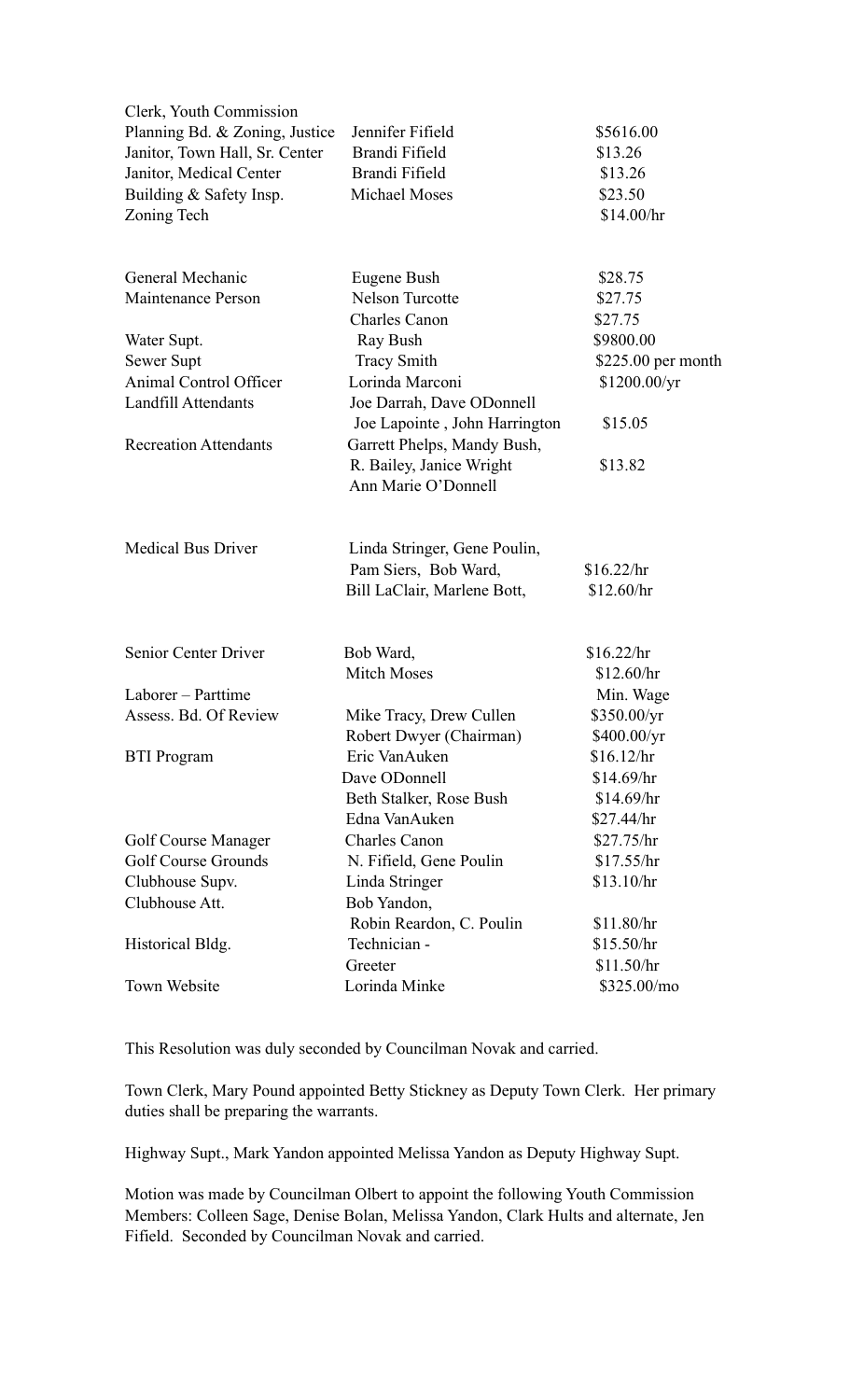| | | |
|---|---|---|
| Clerk, Youth Commission | | |
| Planning Bd. & Zoning, Justice | Jennifer Fifield | $5616.00 |
| Janitor, Town Hall, Sr. Center | Brandi Fifield | $13.26 |
| Janitor, Medical Center | Brandi Fifield | $13.26 |
| Building & Safety Insp. | Michael Moses | $23.50 |
| Zoning Tech | | $14.00/hr |
| | | |
| General Mechanic | Eugene Bush | $28.75 |
| Maintenance Person | Nelson Turcotte | $27.75 |
| | Charles Canon | $27.75 |
| Water Supt. | Ray Bush | $9800.00 |
| Sewer Supt | Tracy Smith | $225.00 per month |
| Animal Control Officer | Lorinda Marconi | $1200.00/yr |
| Landfill Attendants | Joe Darrah, Dave ODonnell | |
| | Joe Lapointe , John Harrington | $15.05 |
| Recreation Attendants | Garrett Phelps, Mandy Bush, | |
| | R. Bailey, Janice Wright | $13.82 |
| | Ann Marie O'Donnell | |
| | | |
| Medical Bus Driver | Linda Stringer, Gene Poulin, | |
| | Pam Siers, Bob Ward, | $16.22/hr |
| | Bill LaClair, Marlene Bott, | $12.60/hr |
| | | |
| Senior Center Driver | Bob Ward, | $16.22/hr |
| | Mitch Moses | $12.60/hr |
| Laborer – Parttime | | Min. Wage |
| Assess. Bd. Of Review | Mike Tracy, Drew Cullen | $350.00/yr |
| | Robert Dwyer (Chairman) | $400.00/yr |
| BTI Program | Eric VanAuken | $16.12/hr |
| | Dave ODonnell | $14.69/hr |
| | Beth Stalker, Rose Bush | $14.69/hr |
| | Edna VanAuken | $27.44/hr |
| Golf Course Manager | Charles Canon | $27.75/hr |
| Golf Course Grounds | N. Fifield, Gene Poulin | $17.55/hr |
| Clubhouse Supv. | Linda Stringer | $13.10/hr |
| Clubhouse Att. | Bob Yandon, | |
| | Robin Reardon, C. Poulin | $11.80/hr |
| Historical Bldg. | Technician - | $15.50/hr |
| | Greeter | $11.50/hr |
| Town Website | Lorinda Minke | $325.00/mo |

This Resolution was duly seconded by Councilman Novak and carried.

Town Clerk, Mary Pound appointed Betty Stickney as Deputy Town Clerk. Her primary duties shall be preparing the warrants.

Highway Supt., Mark Yandon appointed Melissa Yandon as Deputy Highway Supt.

Motion was made by Councilman Olbert to appoint the following Youth Commission Members: Colleen Sage, Denise Bolan, Melissa Yandon, Clark Hults and alternate, Jen Fifield. Seconded by Councilman Novak and carried.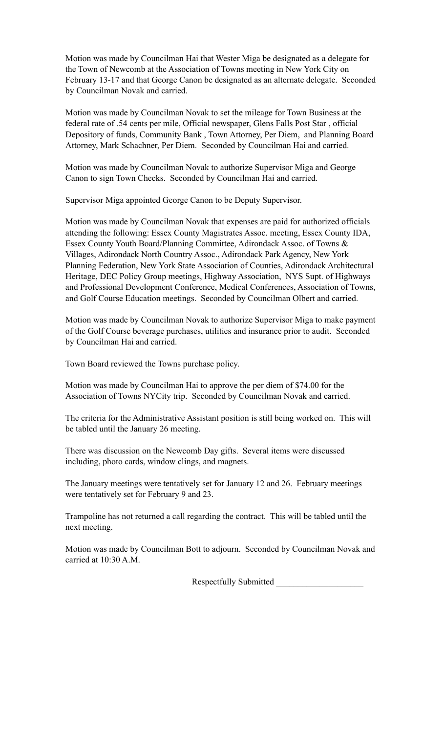Motion was made by Councilman Hai that Wester Miga be designated as a delegate for the Town of Newcomb at the Association of Towns meeting in New York City on February 13-17 and that George Canon be designated as an alternate delegate. Seconded by Councilman Novak and carried.

Motion was made by Councilman Novak to set the mileage for Town Business at the federal rate of .54 cents per mile, Official newspaper, Glens Falls Post Star , official Depository of funds, Community Bank , Town Attorney, Per Diem, and Planning Board Attorney, Mark Schachner, Per Diem. Seconded by Councilman Hai and carried.

Motion was made by Councilman Novak to authorize Supervisor Miga and George Canon to sign Town Checks. Seconded by Councilman Hai and carried.

Supervisor Miga appointed George Canon to be Deputy Supervisor.

Motion was made by Councilman Novak that expenses are paid for authorized officials attending the following: Essex County Magistrates Assoc. meeting, Essex County IDA, Essex County Youth Board/Planning Committee, Adirondack Assoc. of Towns & Villages, Adirondack North Country Assoc., Adirondack Park Agency, New York Planning Federation, New York State Association of Counties, Adirondack Architectural Heritage, DEC Policy Group meetings, Highway Association, NYS Supt. of Highways and Professional Development Conference, Medical Conferences, Association of Towns, and Golf Course Education meetings. Seconded by Councilman Olbert and carried.

Motion was made by Councilman Novak to authorize Supervisor Miga to make payment of the Golf Course beverage purchases, utilities and insurance prior to audit. Seconded by Councilman Hai and carried.

Town Board reviewed the Towns purchase policy.

Motion was made by Councilman Hai to approve the per diem of $74.00 for the Association of Towns NYCity trip. Seconded by Councilman Novak and carried.

The criteria for the Administrative Assistant position is still being worked on. This will be tabled until the January 26 meeting.

There was discussion on the Newcomb Day gifts. Several items were discussed including, photo cards, window clings, and magnets.

The January meetings were tentatively set for January 12 and 26. February meetings were tentatively set for February 9 and 23.

Trampoline has not returned a call regarding the contract. This will be tabled until the next meeting.

Motion was made by Councilman Bott to adjourn. Seconded by Councilman Novak and carried at 10:30 A.M.

Respectfully Submitted ___________________